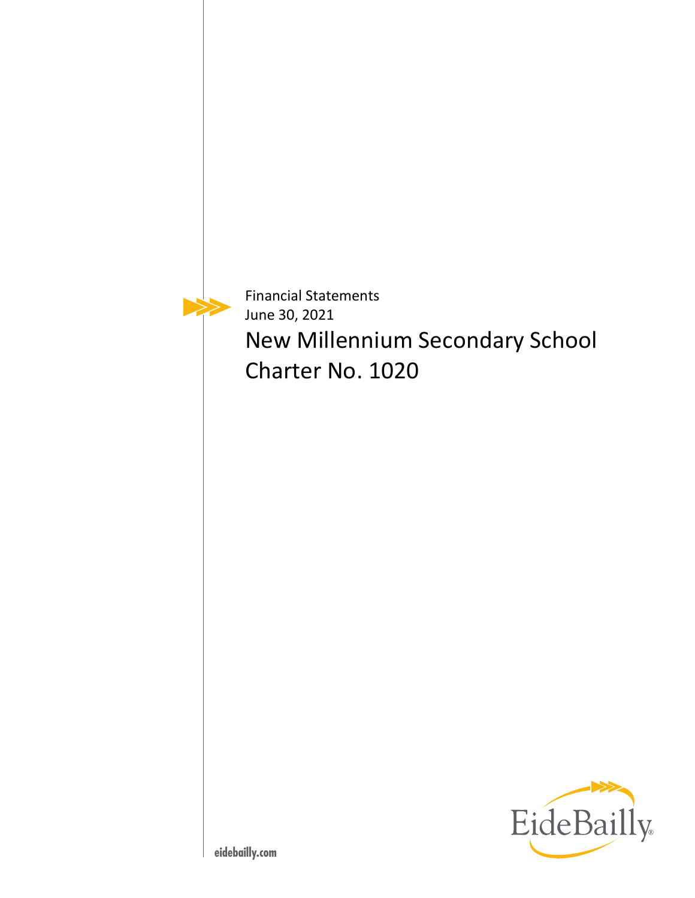Financial Statements

June 30, 2021

# New Millennium Secondary School
# Charter No. 1020

EideBailly

eidebailly.com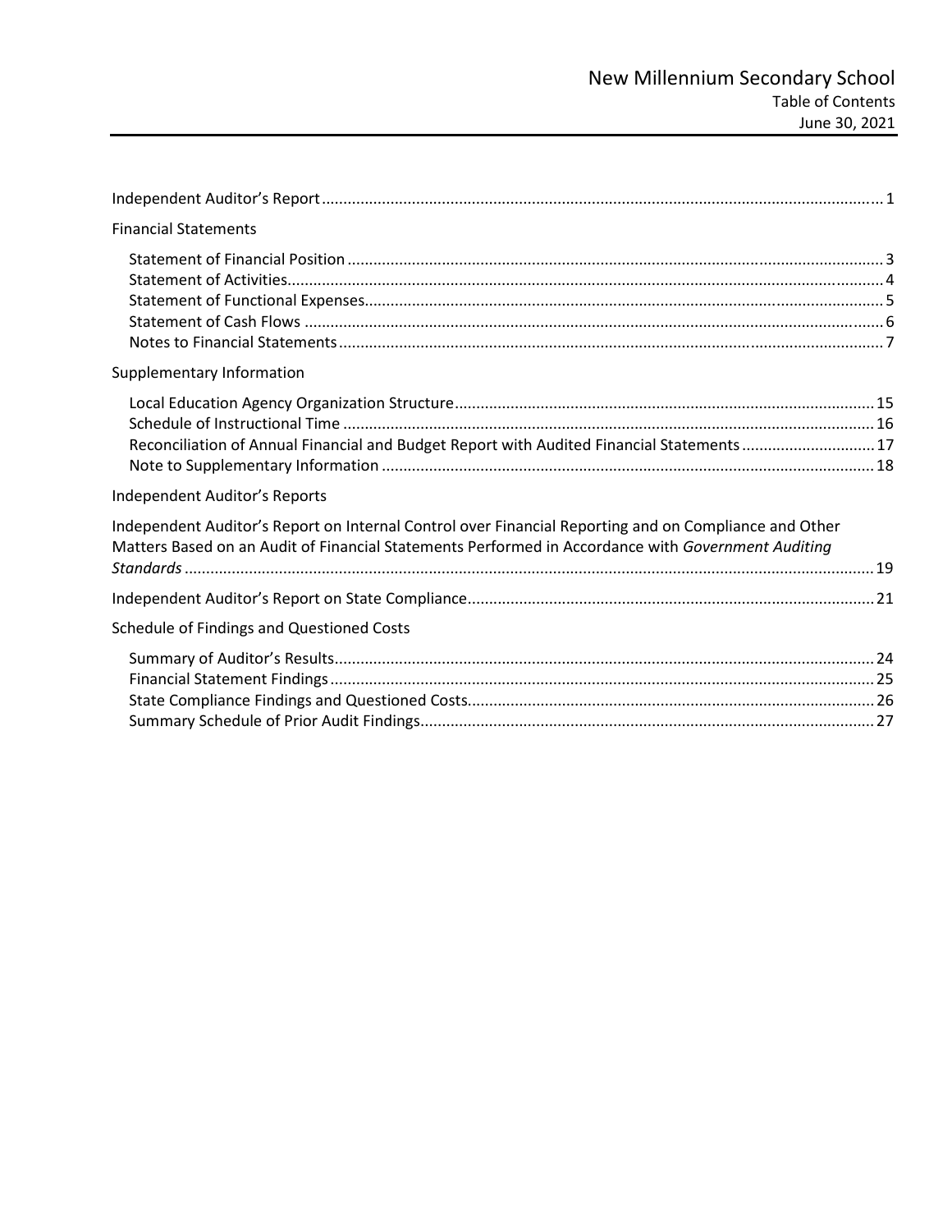# New Millennium Secondary School

Table of Contents

June 30, 2021

Independent Auditor's Report ..... 1

Financial Statements

- Statement of Financial Position ..... 3
- Statement of Activities ..... 4
- Statement of Functional Expenses ..... 5
- Statement of Cash Flows ..... 6
- Notes to Financial Statements ..... 7

Supplementary Information

- Local Education Agency Organization Structure ..... 15
- Schedule of Instructional Time ..... 16
- Reconciliation of Annual Financial and Budget Report with Audited Financial Statements ..... 17
- Note to Supplementary Information ..... 18

Independent Auditor's Reports

Independent Auditor's Report on Internal Control over Financial Reporting and on Compliance and Other Matters Based on an Audit of Financial Statements Performed in Accordance with *Government Auditing Standards* ..... 19

Independent Auditor's Report on State Compliance ..... 21

Schedule of Findings and Questioned Costs

- Summary of Auditor's Results ..... 24
- Financial Statement Findings ..... 25
- State Compliance Findings and Questioned Costs ..... 26
- Summary Schedule of Prior Audit Findings ..... 27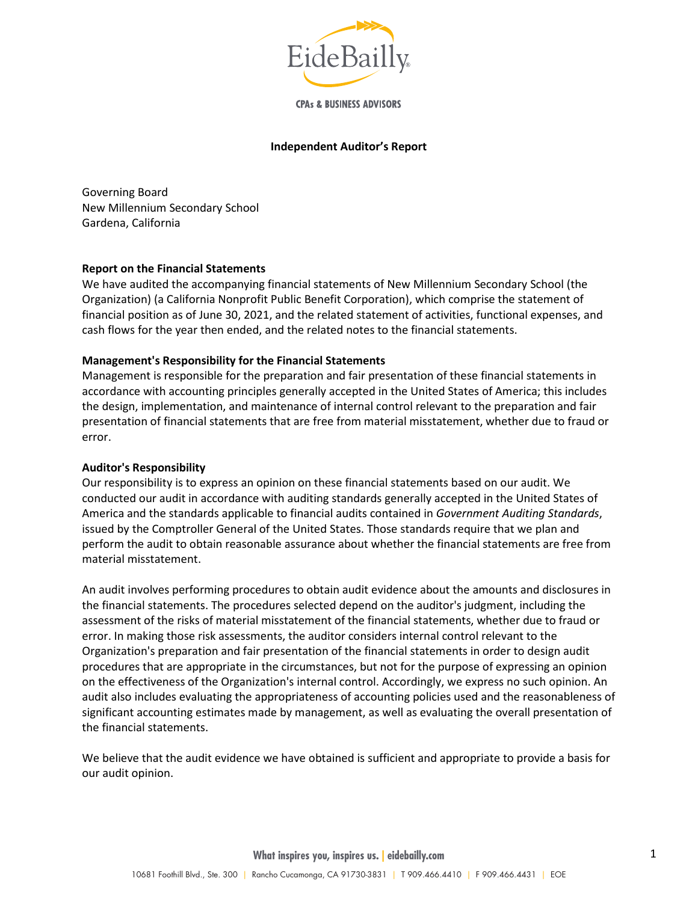# Independent Auditor's Report

Governing Board
New Millennium Secondary School
Gardena, California

**Report on the Financial Statements**

We have audited the accompanying financial statements of New Millennium Secondary School (the Organization) (a California Nonprofit Public Benefit Corporation), which comprise the statement of financial position as of June 30, 2021, and the related statement of activities, functional expenses, and cash flows for the year then ended, and the related notes to the financial statements.

**Management's Responsibility for the Financial Statements**

Management is responsible for the preparation and fair presentation of these financial statements in accordance with accounting principles generally accepted in the United States of America; this includes the design, implementation, and maintenance of internal control relevant to the preparation and fair presentation of financial statements that are free from material misstatement, whether due to fraud or error.

**Auditor's Responsibility**

Our responsibility is to express an opinion on these financial statements based on our audit. We conducted our audit in accordance with auditing standards generally accepted in the United States of America and the standards applicable to financial audits contained in *Government Auditing Standards*, issued by the Comptroller General of the United States. Those standards require that we plan and perform the audit to obtain reasonable assurance about whether the financial statements are free from material misstatement.

An audit involves performing procedures to obtain audit evidence about the amounts and disclosures in the financial statements. The procedures selected depend on the auditor's judgment, including the assessment of the risks of material misstatement of the financial statements, whether due to fraud or error. In making those risk assessments, the auditor considers internal control relevant to the Organization's preparation and fair presentation of the financial statements in order to design audit procedures that are appropriate in the circumstances, but not for the purpose of expressing an opinion on the effectiveness of the Organization's internal control. Accordingly, we express no such opinion. An audit also includes evaluating the appropriateness of accounting policies used and the reasonableness of significant accounting estimates made by management, as well as evaluating the overall presentation of the financial statements.

We believe that the audit evidence we have obtained is sufficient and appropriate to provide a basis for our audit opinion.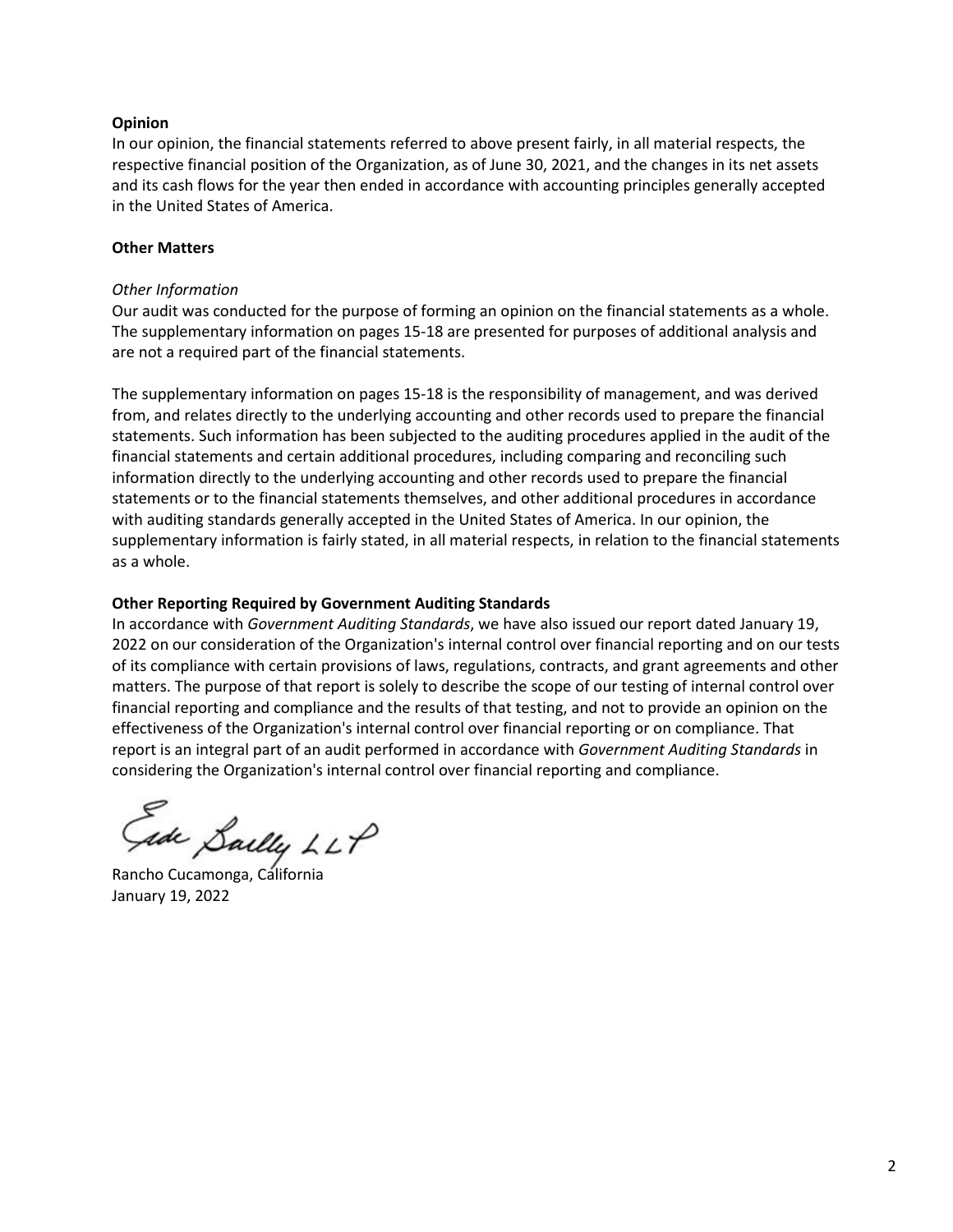**Opinion**

In our opinion, the financial statements referred to above present fairly, in all material respects, the respective financial position of the Organization, as of June 30, 2021, and the changes in its net assets and its cash flows for the year then ended in accordance with accounting principles generally accepted in the United States of America.

**Other Matters**

*Other Information*

Our audit was conducted for the purpose of forming an opinion on the financial statements as a whole. The supplementary information on pages 15-18 are presented for purposes of additional analysis and are not a required part of the financial statements.

The supplementary information on pages 15-18 is the responsibility of management, and was derived from, and relates directly to the underlying accounting and other records used to prepare the financial statements. Such information has been subjected to the auditing procedures applied in the audit of the financial statements and certain additional procedures, including comparing and reconciling such information directly to the underlying accounting and other records used to prepare the financial statements or to the financial statements themselves, and other additional procedures in accordance with auditing standards generally accepted in the United States of America. In our opinion, the supplementary information is fairly stated, in all material respects, in relation to the financial statements as a whole.

**Other Reporting Required by Government Auditing Standards**

In accordance with *Government Auditing Standards*, we have also issued our report dated January 19, 2022 on our consideration of the Organization's internal control over financial reporting and on our tests of its compliance with certain provisions of laws, regulations, contracts, and grant agreements and other matters. The purpose of that report is solely to describe the scope of our testing of internal control over financial reporting and compliance and the results of that testing, and not to provide an opinion on the effectiveness of the Organization's internal control over financial reporting or on compliance. That report is an integral part of an audit performed in accordance with *Government Auditing Standards* in considering the Organization's internal control over financial reporting and compliance.

Eide Bailly LLP

Rancho Cucamonga, California
January 19, 2022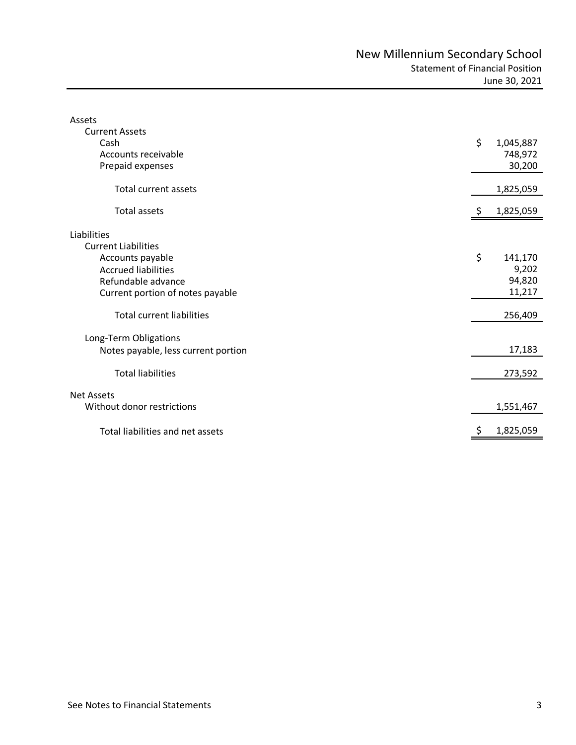# New Millennium Secondary School

## Statement of Financial Position

June 30, 2021

| | |
|---|---|
| **Assets** | |
| Current Assets | |
| Cash | $ 1,045,887 |
| Accounts receivable | 748,972 |
| Prepaid expenses | 30,200 |
| Total current assets | 1,825,059 |
| Total assets | $ 1,825,059 |
| **Liabilities** | |
| Current Liabilities | |
| Accounts payable | $ 141,170 |
| Accrued liabilities | 9,202 |
| Refundable advance | 94,820 |
| Current portion of notes payable | 11,217 |
| Total current liabilities | 256,409 |
| Long-Term Obligations | |
| Notes payable, less current portion | 17,183 |
| Total liabilities | 273,592 |
| **Net Assets** | |
| Without donor restrictions | 1,551,467 |
| Total liabilities and net assets | $ 1,825,059 |

See Notes to Financial Statements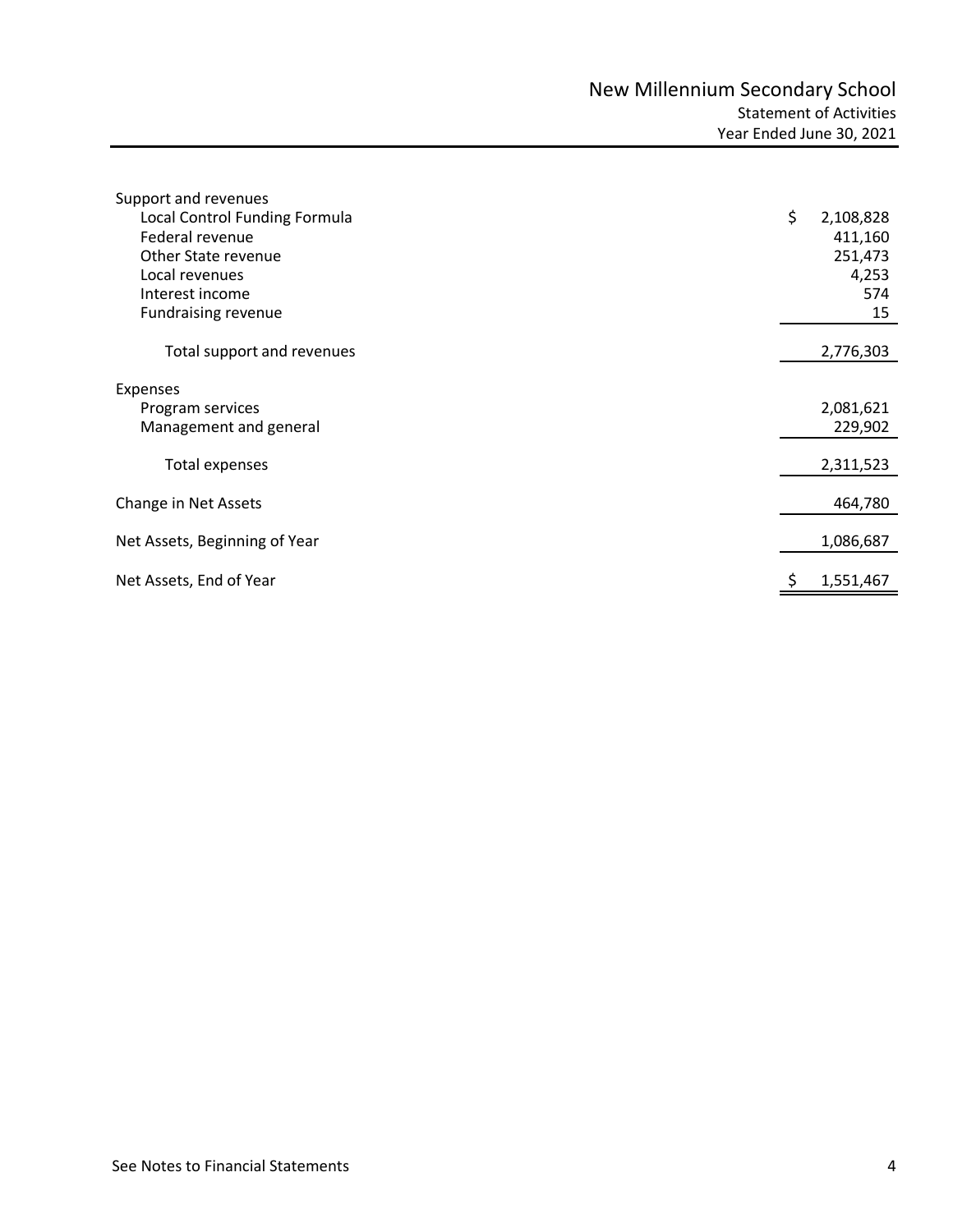# New Millennium Secondary School

## Statement of Activities

### Year Ended June 30, 2021

| | |
|---|---|
| Support and revenues | |
| Local Control Funding Formula | $ 2,108,828 |
| Federal revenue | 411,160 |
| Other State revenue | 251,473 |
| Local revenues | 4,253 |
| Interest income | 574 |
| Fundraising revenue | 15 |
| Total support and revenues | 2,776,303 |
| Expenses | |
| Program services | 2,081,621 |
| Management and general | 229,902 |
| Total expenses | 2,311,523 |
| Change in Net Assets | 464,780 |
| Net Assets, Beginning of Year | 1,086,687 |
| Net Assets, End of Year | $ 1,551,467 |

See Notes to Financial Statements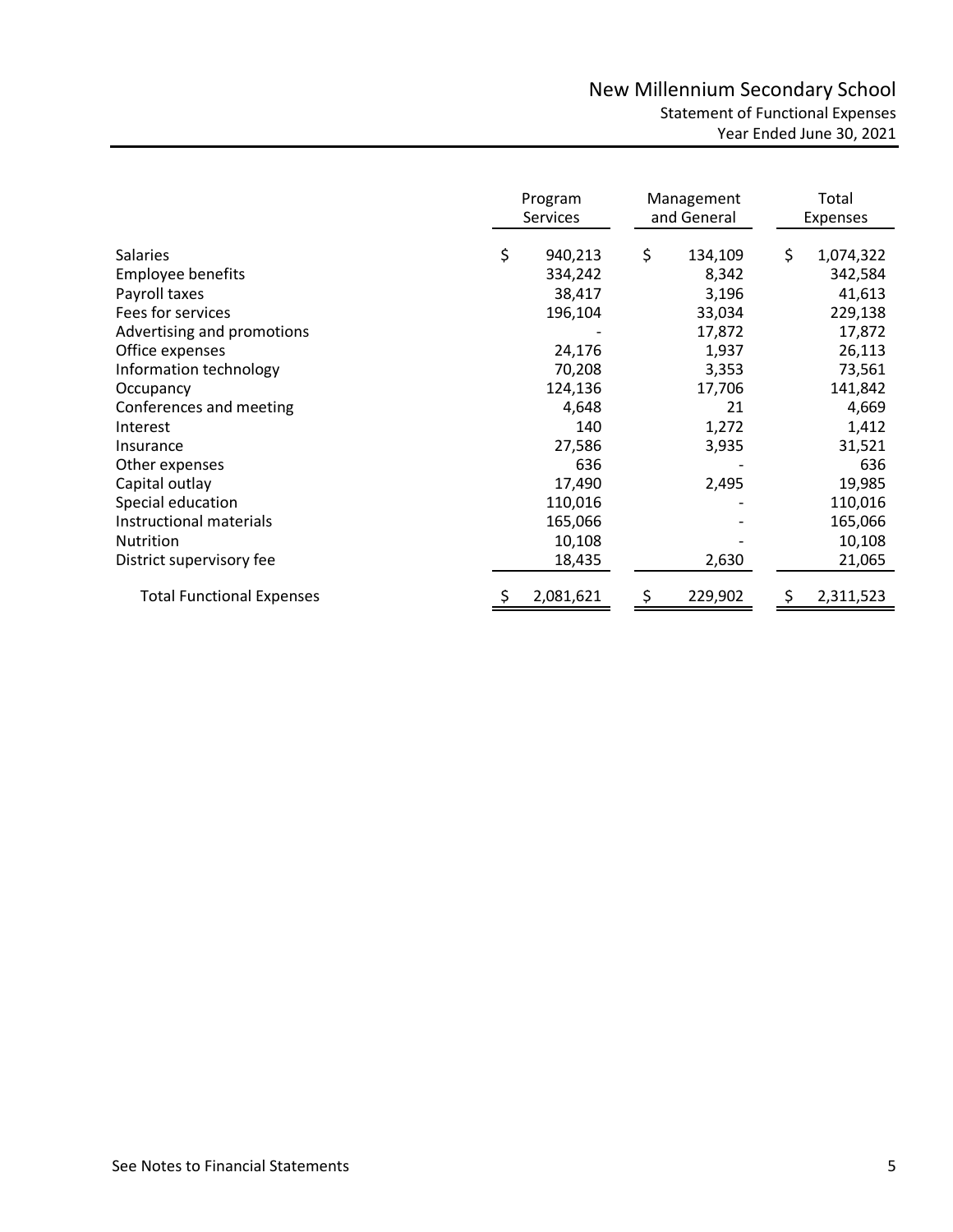# New Millennium Secondary School

## Statement of Functional Expenses

### Year Ended June 30, 2021

| | Program Services | Management and General | Total Expenses |
|---|---|---|---|
| Salaries | $ 940,213 | $ 134,109 | $ 1,074,322 |
| Employee benefits | 334,242 | 8,342 | 342,584 |
| Payroll taxes | 38,417 | 3,196 | 41,613 |
| Fees for services | 196,104 | 33,034 | 229,138 |
| Advertising and promotions | - | 17,872 | 17,872 |
| Office expenses | 24,176 | 1,937 | 26,113 |
| Information technology | 70,208 | 3,353 | 73,561 |
| Occupancy | 124,136 | 17,706 | 141,842 |
| Conferences and meeting | 4,648 | 21 | 4,669 |
| Interest | 140 | 1,272 | 1,412 |
| Insurance | 27,586 | 3,935 | 31,521 |
| Other expenses | 636 | - | 636 |
| Capital outlay | 17,490 | 2,495 | 19,985 |
| Special education | 110,016 | - | 110,016 |
| Instructional materials | 165,066 | - | 165,066 |
| Nutrition | 10,108 | - | 10,108 |
| District supervisory fee | 18,435 | 2,630 | 21,065 |
| Total Functional Expenses | $ 2,081,621 | $ 229,902 | $ 2,311,523 |

See Notes to Financial Statements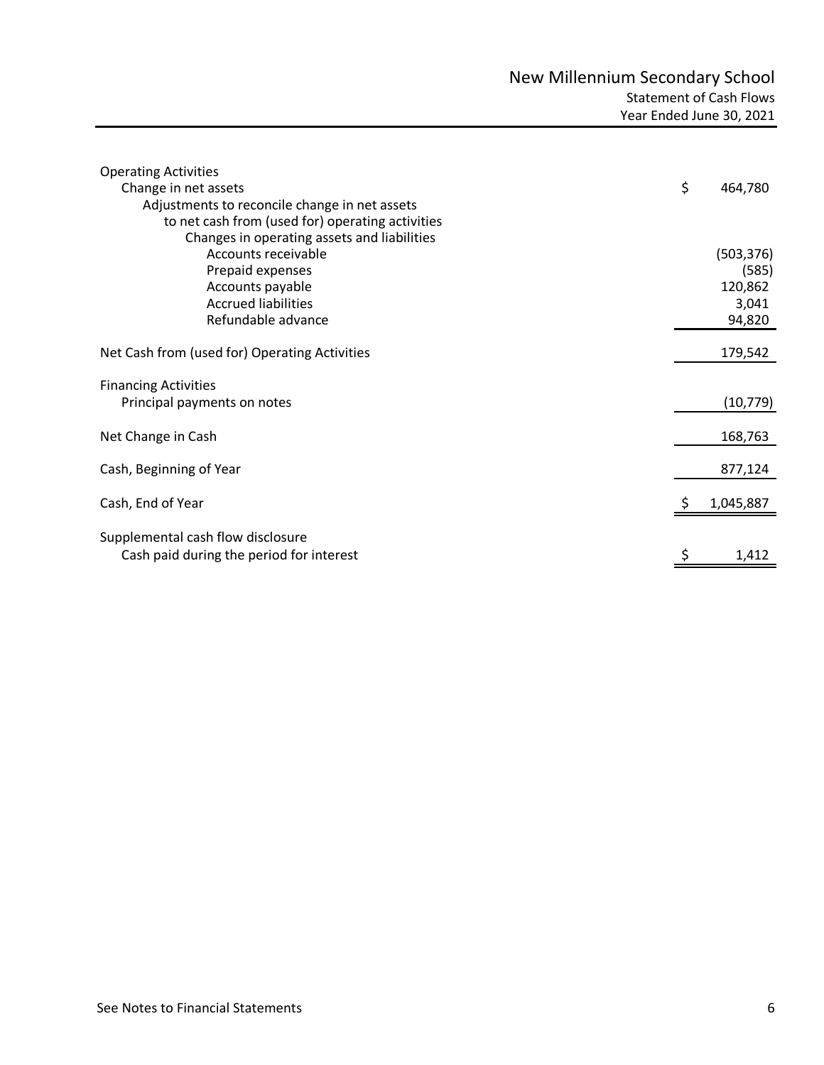# New Millennium Secondary School

## Statement of Cash Flows

### Year Ended June 30, 2021

| | |
|---|---|
| **Operating Activities** | |
| Change in net assets | $ 464,780 |
| Adjustments to reconcile change in net assets to net cash from (used for) operating activities | |
| Changes in operating assets and liabilities | |
| Accounts receivable | (503,376) |
| Prepaid expenses | (585) |
| Accounts payable | 120,862 |
| Accrued liabilities | 3,041 |
| Refundable advance | 94,820 |
| Net Cash from (used for) Operating Activities | 179,542 |
| **Financing Activities** | |
| Principal payments on notes | (10,779) |
| Net Change in Cash | 168,763 |
| Cash, Beginning of Year | 877,124 |
| Cash, End of Year | $ 1,045,887 |
| Supplemental cash flow disclosure | |
| Cash paid during the period for interest | $ 1,412 |

See Notes to Financial Statements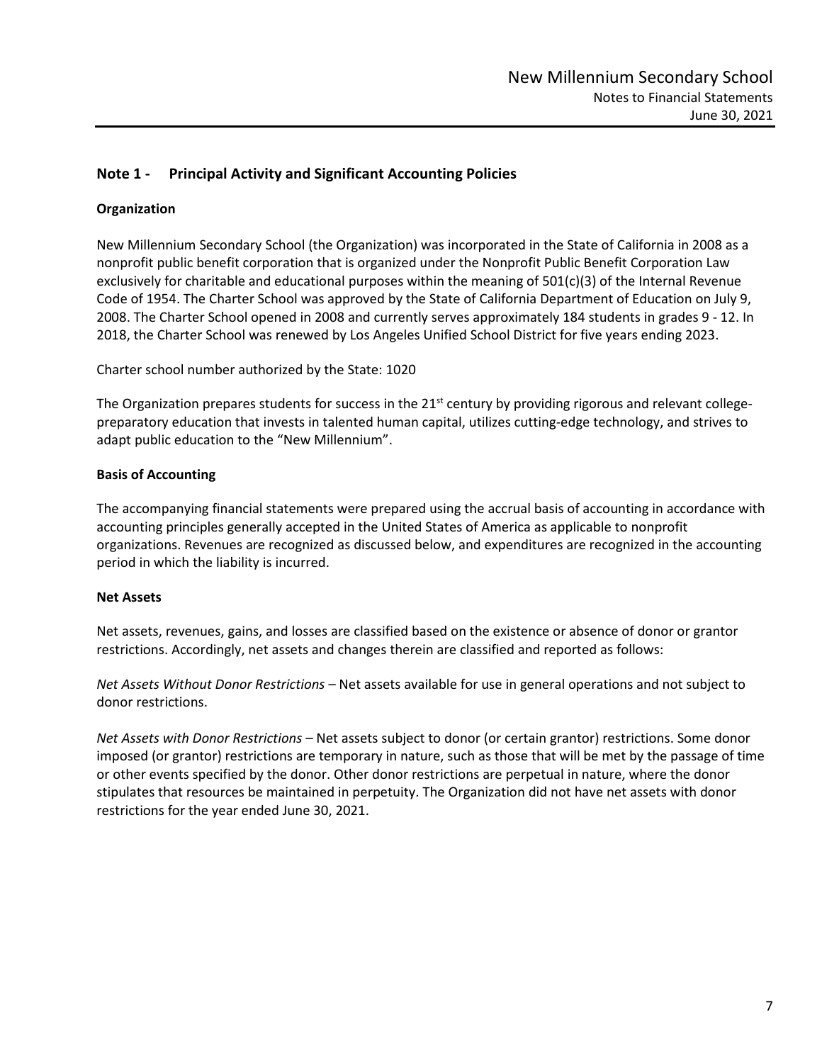## Note 1 - Principal Activity and Significant Accounting Policies

### Organization

New Millennium Secondary School (the Organization) was incorporated in the State of California in 2008 as a nonprofit public benefit corporation that is organized under the Nonprofit Public Benefit Corporation Law exclusively for charitable and educational purposes within the meaning of 501(c)(3) of the Internal Revenue Code of 1954. The Charter School was approved by the State of California Department of Education on July 9, 2008. The Charter School opened in 2008 and currently serves approximately 184 students in grades 9 - 12. In 2018, the Charter School was renewed by Los Angeles Unified School District for five years ending 2023.

Charter school number authorized by the State: 1020

The Organization prepares students for success in the 21st century by providing rigorous and relevant college-preparatory education that invests in talented human capital, utilizes cutting-edge technology, and strives to adapt public education to the "New Millennium".

### Basis of Accounting

The accompanying financial statements were prepared using the accrual basis of accounting in accordance with accounting principles generally accepted in the United States of America as applicable to nonprofit organizations. Revenues are recognized as discussed below, and expenditures are recognized in the accounting period in which the liability is incurred.

### Net Assets

Net assets, revenues, gains, and losses are classified based on the existence or absence of donor or grantor restrictions. Accordingly, net assets and changes therein are classified and reported as follows:

*Net Assets Without Donor Restrictions* – Net assets available for use in general operations and not subject to donor restrictions.

*Net Assets with Donor Restrictions* – Net assets subject to donor (or certain grantor) restrictions. Some donor imposed (or grantor) restrictions are temporary in nature, such as those that will be met by the passage of time or other events specified by the donor. Other donor restrictions are perpetual in nature, where the donor stipulates that resources be maintained in perpetuity. The Organization did not have net assets with donor restrictions for the year ended June 30, 2021.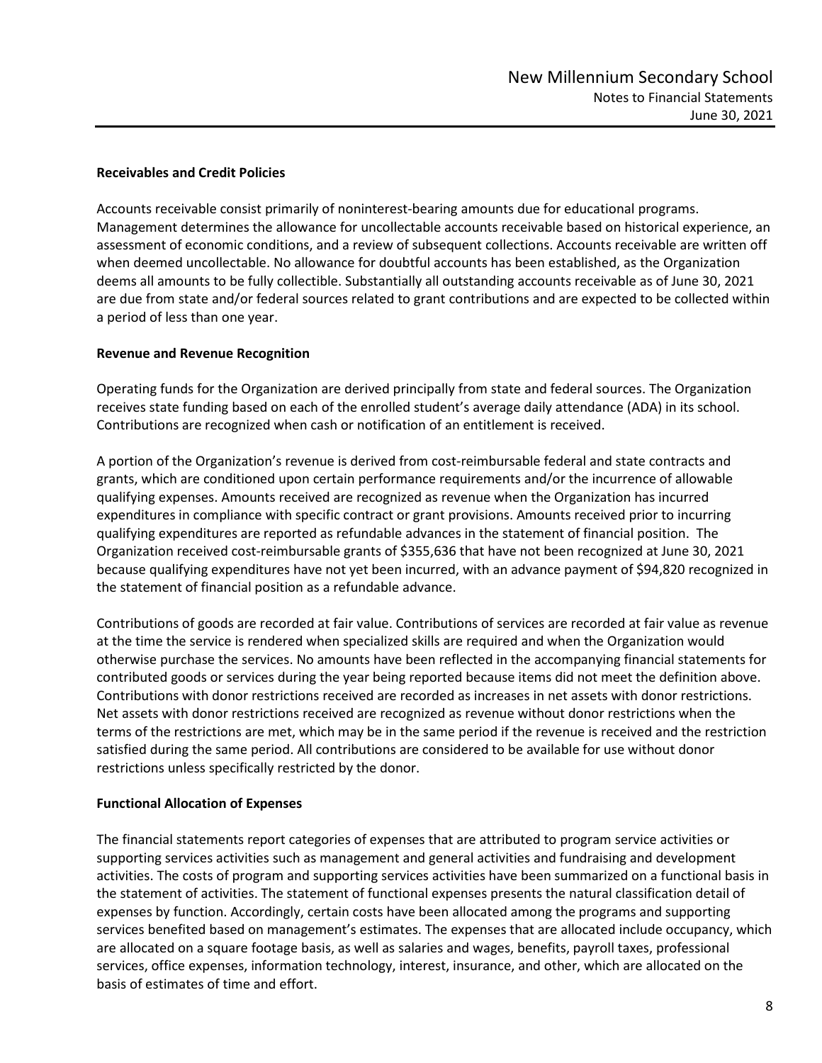### Receivables and Credit Policies

Accounts receivable consist primarily of noninterest-bearing amounts due for educational programs. Management determines the allowance for uncollectable accounts receivable based on historical experience, an assessment of economic conditions, and a review of subsequent collections. Accounts receivable are written off when deemed uncollectable. No allowance for doubtful accounts has been established, as the Organization deems all amounts to be fully collectible. Substantially all outstanding accounts receivable as of June 30, 2021 are due from state and/or federal sources related to grant contributions and are expected to be collected within a period of less than one year.

### Revenue and Revenue Recognition

Operating funds for the Organization are derived principally from state and federal sources. The Organization receives state funding based on each of the enrolled student's average daily attendance (ADA) in its school. Contributions are recognized when cash or notification of an entitlement is received.

A portion of the Organization's revenue is derived from cost-reimbursable federal and state contracts and grants, which are conditioned upon certain performance requirements and/or the incurrence of allowable qualifying expenses. Amounts received are recognized as revenue when the Organization has incurred expenditures in compliance with specific contract or grant provisions. Amounts received prior to incurring qualifying expenditures are reported as refundable advances in the statement of financial position. The Organization received cost-reimbursable grants of $355,636 that have not been recognized at June 30, 2021 because qualifying expenditures have not yet been incurred, with an advance payment of $94,820 recognized in the statement of financial position as a refundable advance.

Contributions of goods are recorded at fair value. Contributions of services are recorded at fair value as revenue at the time the service is rendered when specialized skills are required and when the Organization would otherwise purchase the services. No amounts have been reflected in the accompanying financial statements for contributed goods or services during the year being reported because items did not meet the definition above. Contributions with donor restrictions received are recorded as increases in net assets with donor restrictions. Net assets with donor restrictions received are recognized as revenue without donor restrictions when the terms of the restrictions are met, which may be in the same period if the revenue is received and the restriction satisfied during the same period. All contributions are considered to be available for use without donor restrictions unless specifically restricted by the donor.

### Functional Allocation of Expenses

The financial statements report categories of expenses that are attributed to program service activities or supporting services activities such as management and general activities and fundraising and development activities. The costs of program and supporting services activities have been summarized on a functional basis in the statement of activities. The statement of functional expenses presents the natural classification detail of expenses by function. Accordingly, certain costs have been allocated among the programs and supporting services benefited based on management's estimates. The expenses that are allocated include occupancy, which are allocated on a square footage basis, as well as salaries and wages, benefits, payroll taxes, professional services, office expenses, information technology, interest, insurance, and other, which are allocated on the basis of estimates of time and effort.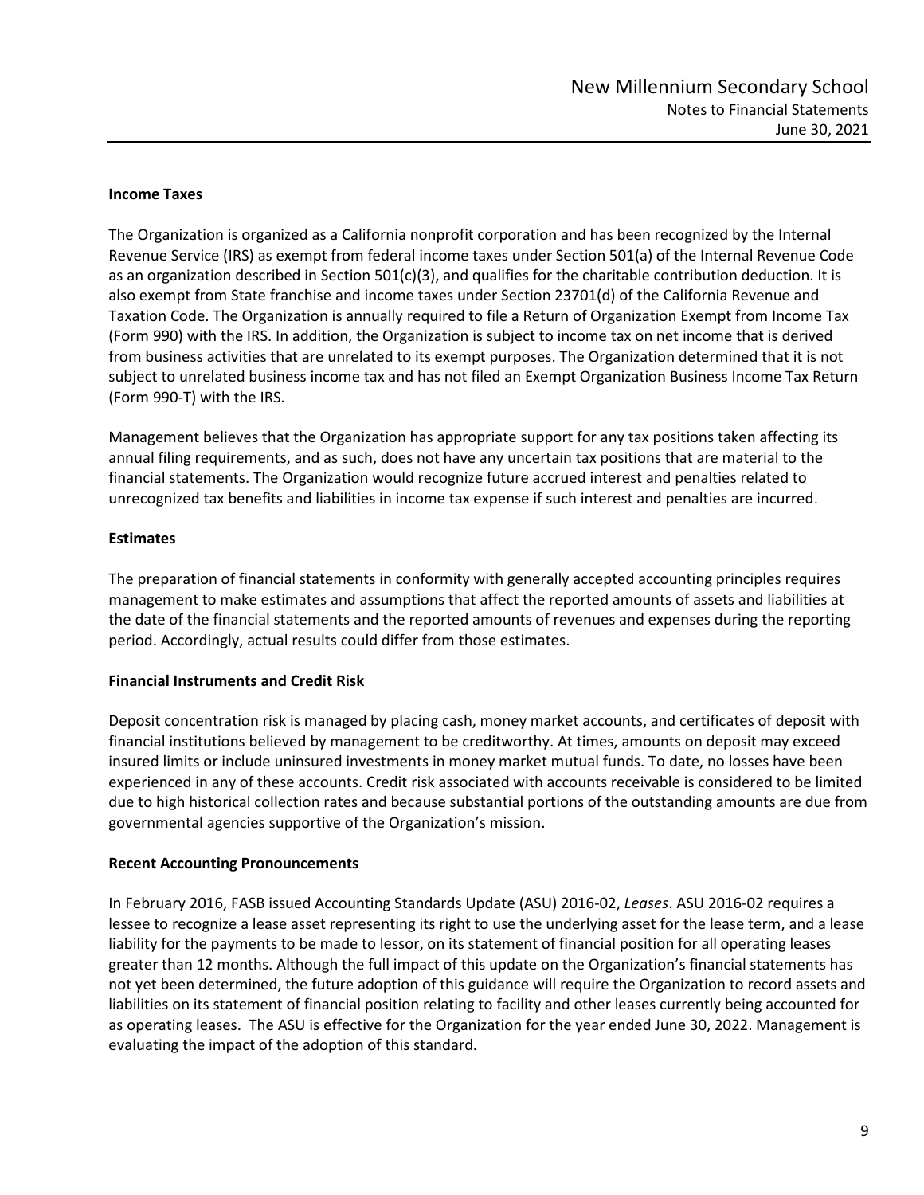### Income Taxes

The Organization is organized as a California nonprofit corporation and has been recognized by the Internal Revenue Service (IRS) as exempt from federal income taxes under Section 501(a) of the Internal Revenue Code as an organization described in Section 501(c)(3), and qualifies for the charitable contribution deduction. It is also exempt from State franchise and income taxes under Section 23701(d) of the California Revenue and Taxation Code. The Organization is annually required to file a Return of Organization Exempt from Income Tax (Form 990) with the IRS. In addition, the Organization is subject to income tax on net income that is derived from business activities that are unrelated to its exempt purposes. The Organization determined that it is not subject to unrelated business income tax and has not filed an Exempt Organization Business Income Tax Return (Form 990-T) with the IRS.

Management believes that the Organization has appropriate support for any tax positions taken affecting its annual filing requirements, and as such, does not have any uncertain tax positions that are material to the financial statements. The Organization would recognize future accrued interest and penalties related to unrecognized tax benefits and liabilities in income tax expense if such interest and penalties are incurred.

### Estimates

The preparation of financial statements in conformity with generally accepted accounting principles requires management to make estimates and assumptions that affect the reported amounts of assets and liabilities at the date of the financial statements and the reported amounts of revenues and expenses during the reporting period. Accordingly, actual results could differ from those estimates.

### Financial Instruments and Credit Risk

Deposit concentration risk is managed by placing cash, money market accounts, and certificates of deposit with financial institutions believed by management to be creditworthy. At times, amounts on deposit may exceed insured limits or include uninsured investments in money market mutual funds. To date, no losses have been experienced in any of these accounts. Credit risk associated with accounts receivable is considered to be limited due to high historical collection rates and because substantial portions of the outstanding amounts are due from governmental agencies supportive of the Organization's mission.

### Recent Accounting Pronouncements

In February 2016, FASB issued Accounting Standards Update (ASU) 2016-02, *Leases*. ASU 2016-02 requires a lessee to recognize a lease asset representing its right to use the underlying asset for the lease term, and a lease liability for the payments to be made to lessor, on its statement of financial position for all operating leases greater than 12 months. Although the full impact of this update on the Organization's financial statements has not yet been determined, the future adoption of this guidance will require the Organization to record assets and liabilities on its statement of financial position relating to facility and other leases currently being accounted for as operating leases. The ASU is effective for the Organization for the year ended June 30, 2022. Management is evaluating the impact of the adoption of this standard.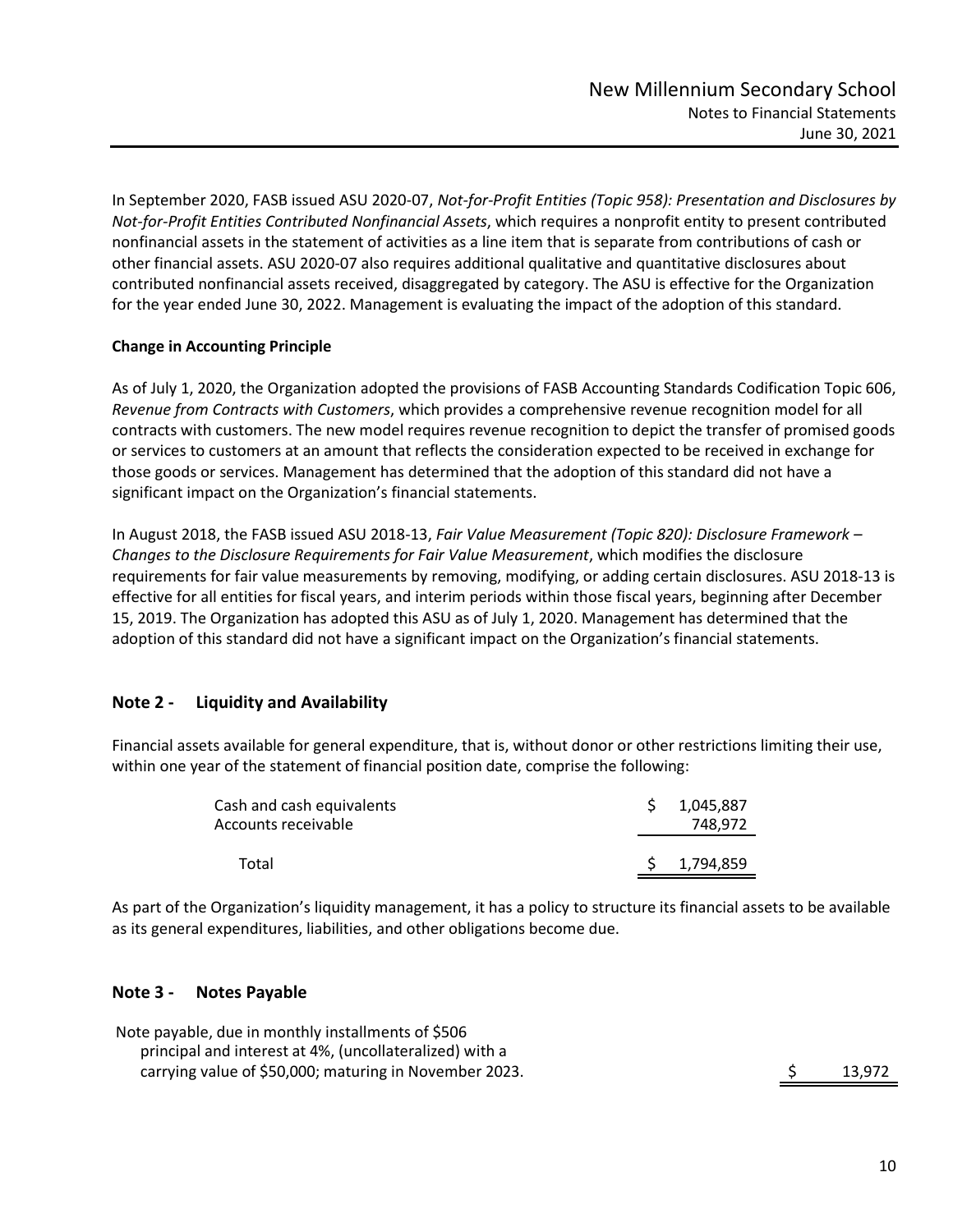In September 2020, FASB issued ASU 2020-07, *Not-for-Profit Entities (Topic 958): Presentation and Disclosures by Not-for-Profit Entities Contributed Nonfinancial Assets*, which requires a nonprofit entity to present contributed nonfinancial assets in the statement of activities as a line item that is separate from contributions of cash or other financial assets. ASU 2020-07 also requires additional qualitative and quantitative disclosures about contributed nonfinancial assets received, disaggregated by category. The ASU is effective for the Organization for the year ended June 30, 2022. Management is evaluating the impact of the adoption of this standard.

**Change in Accounting Principle**

As of July 1, 2020, the Organization adopted the provisions of FASB Accounting Standards Codification Topic 606, *Revenue from Contracts with Customers*, which provides a comprehensive revenue recognition model for all contracts with customers. The new model requires revenue recognition to depict the transfer of promised goods or services to customers at an amount that reflects the consideration expected to be received in exchange for those goods or services. Management has determined that the adoption of this standard did not have a significant impact on the Organization's financial statements.

In August 2018, the FASB issued ASU 2018-13, *Fair Value Measurement (Topic 820): Disclosure Framework – Changes to the Disclosure Requirements for Fair Value Measurement*, which modifies the disclosure requirements for fair value measurements by removing, modifying, or adding certain disclosures. ASU 2018-13 is effective for all entities for fiscal years, and interim periods within those fiscal years, beginning after December 15, 2019. The Organization has adopted this ASU as of July 1, 2020. Management has determined that the adoption of this standard did not have a significant impact on the Organization's financial statements.

## Note 2 - Liquidity and Availability

Financial assets available for general expenditure, that is, without donor or other restrictions limiting their use, within one year of the statement of financial position date, comprise the following:

| | |
|---|---|
| Cash and cash equivalents | $ 1,045,887 |
| Accounts receivable | 748,972 |
| Total | $ 1,794,859 |

As part of the Organization's liquidity management, it has a policy to structure its financial assets to be available as its general expenditures, liabilities, and other obligations become due.

## Note 3 - Notes Payable

| | |
|---|---|
| Note payable, due in monthly installments of $506 principal and interest at 4%, (uncollateralized) with a carrying value of $50,000; maturing in November 2023. | $ 13,972 |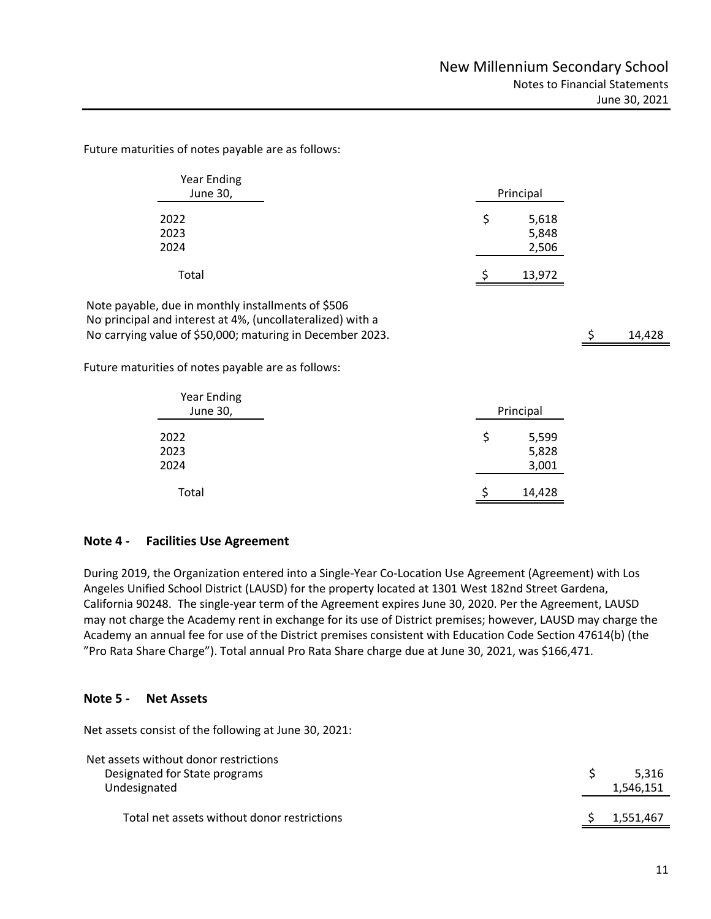Future maturities of notes payable are as follows:

| Year Ending June 30, | Principal |
|---|---|
| 2022 | $ 5,618 |
| 2023 | 5,848 |
| 2024 | 2,506 |
| Total | $ 13,972 |

| | |
|---|---|
| Note payable, due in monthly installments of $506 principal and interest at 4%, (uncollateralized) with a carrying value of $50,000; maturing in December 2023. | $ 14,428 |

Future maturities of notes payable are as follows:

| Year Ending June 30, | Principal |
|---|---|
| 2022 | $ 5,599 |
| 2023 | 5,828 |
| 2024 | 3,001 |
| Total | $ 14,428 |

## Note 4 - Facilities Use Agreement

During 2019, the Organization entered into a Single-Year Co-Location Use Agreement (Agreement) with Los Angeles Unified School District (LAUSD) for the property located at 1301 West 182nd Street Gardena, California 90248. The single-year term of the Agreement expires June 30, 2020. Per the Agreement, LAUSD may not charge the Academy rent in exchange for its use of District premises; however, LAUSD may charge the Academy an annual fee for use of the District premises consistent with Education Code Section 47614(b) (the "Pro Rata Share Charge"). Total annual Pro Rata Share charge due at June 30, 2021, was $166,471.

## Note 5 - Net Assets

Net assets consist of the following at June 30, 2021:

| | |
|---|---|
| Net assets without donor restrictions | |
| Designated for State programs | $ 5,316 |
| Undesignated | 1,546,151 |
| Total net assets without donor restrictions | $ 1,551,467 |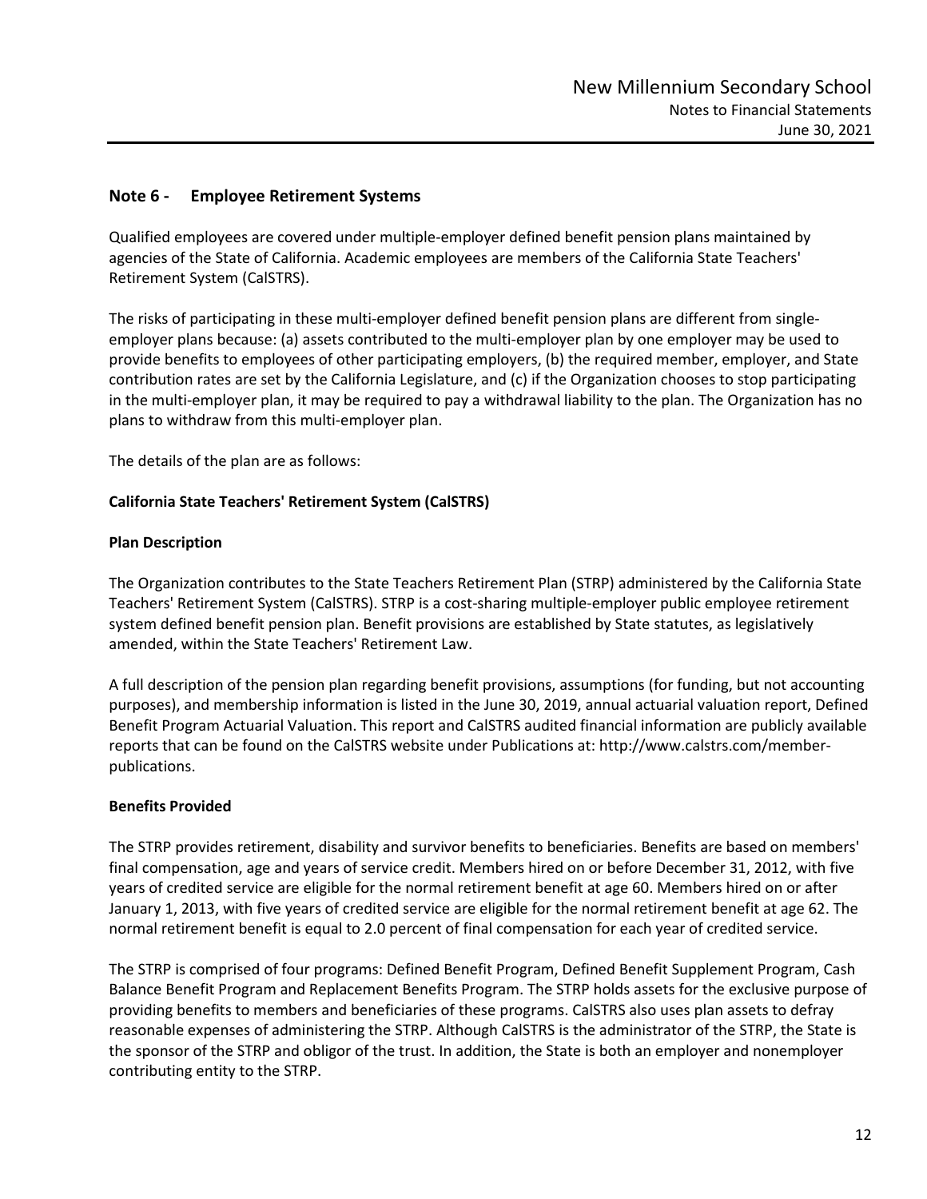## Note 6 - Employee Retirement Systems

Qualified employees are covered under multiple-employer defined benefit pension plans maintained by agencies of the State of California. Academic employees are members of the California State Teachers' Retirement System (CalSTRS).

The risks of participating in these multi-employer defined benefit pension plans are different from single-employer plans because: (a) assets contributed to the multi-employer plan by one employer may be used to provide benefits to employees of other participating employers, (b) the required member, employer, and State contribution rates are set by the California Legislature, and (c) if the Organization chooses to stop participating in the multi-employer plan, it may be required to pay a withdrawal liability to the plan. The Organization has no plans to withdraw from this multi-employer plan.

The details of the plan are as follows:

### California State Teachers' Retirement System (CalSTRS)

#### Plan Description

The Organization contributes to the State Teachers Retirement Plan (STRP) administered by the California State Teachers' Retirement System (CalSTRS). STRP is a cost-sharing multiple-employer public employee retirement system defined benefit pension plan. Benefit provisions are established by State statutes, as legislatively amended, within the State Teachers' Retirement Law.

A full description of the pension plan regarding benefit provisions, assumptions (for funding, but not accounting purposes), and membership information is listed in the June 30, 2019, annual actuarial valuation report, Defined Benefit Program Actuarial Valuation. This report and CalSTRS audited financial information are publicly available reports that can be found on the CalSTRS website under Publications at: http://www.calstrs.com/member-publications.

#### Benefits Provided

The STRP provides retirement, disability and survivor benefits to beneficiaries. Benefits are based on members' final compensation, age and years of service credit. Members hired on or before December 31, 2012, with five years of credited service are eligible for the normal retirement benefit at age 60. Members hired on or after January 1, 2013, with five years of credited service are eligible for the normal retirement benefit at age 62. The normal retirement benefit is equal to 2.0 percent of final compensation for each year of credited service.

The STRP is comprised of four programs: Defined Benefit Program, Defined Benefit Supplement Program, Cash Balance Benefit Program and Replacement Benefits Program. The STRP holds assets for the exclusive purpose of providing benefits to members and beneficiaries of these programs. CalSTRS also uses plan assets to defray reasonable expenses of administering the STRP. Although CalSTRS is the administrator of the STRP, the State is the sponsor of the STRP and obligor of the trust. In addition, the State is both an employer and nonemployer contributing entity to the STRP.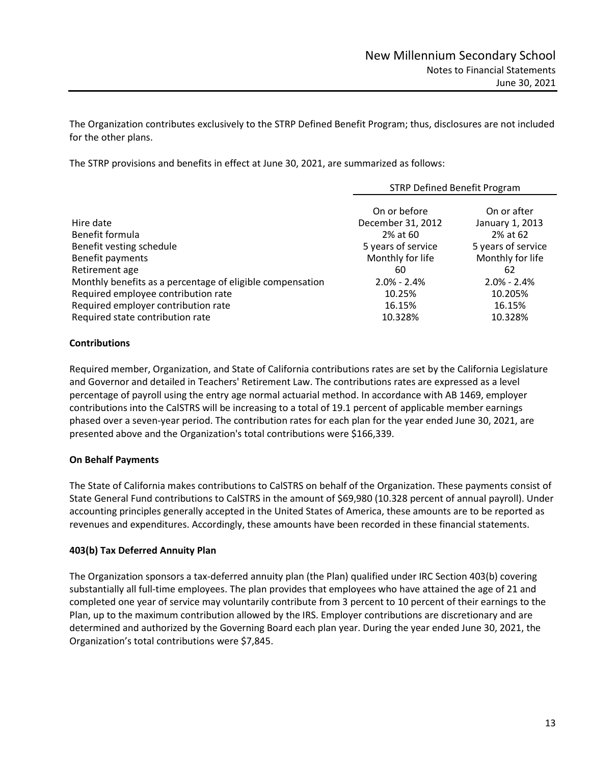The Organization contributes exclusively to the STRP Defined Benefit Program; thus, disclosures are not included for the other plans.

The STRP provisions and benefits in effect at June 30, 2021, are summarized as follows:

| | STRP Defined Benefit Program | |
|---|---|---|
| Hire date | On or before December 31, 2012 | On or after January 1, 2013 |
| Benefit formula | 2% at 60 | 2% at 62 |
| Benefit vesting schedule | 5 years of service | 5 years of service |
| Benefit payments | Monthly for life | Monthly for life |
| Retirement age | 60 | 62 |
| Monthly benefits as a percentage of eligible compensation | 2.0% - 2.4% | 2.0% - 2.4% |
| Required employee contribution rate | 10.25% | 10.205% |
| Required employer contribution rate | 16.15% | 16.15% |
| Required state contribution rate | 10.328% | 10.328% |

**Contributions**

Required member, Organization, and State of California contributions rates are set by the California Legislature and Governor and detailed in Teachers' Retirement Law. The contributions rates are expressed as a level percentage of payroll using the entry age normal actuarial method. In accordance with AB 1469, employer contributions into the CalSTRS will be increasing to a total of 19.1 percent of applicable member earnings phased over a seven-year period. The contribution rates for each plan for the year ended June 30, 2021, are presented above and the Organization's total contributions were $166,339.

**On Behalf Payments**

The State of California makes contributions to CalSTRS on behalf of the Organization. These payments consist of State General Fund contributions to CalSTRS in the amount of $69,980 (10.328 percent of annual payroll). Under accounting principles generally accepted in the United States of America, these amounts are to be reported as revenues and expenditures. Accordingly, these amounts have been recorded in these financial statements.

**403(b) Tax Deferred Annuity Plan**

The Organization sponsors a tax-deferred annuity plan (the Plan) qualified under IRC Section 403(b) covering substantially all full-time employees. The plan provides that employees who have attained the age of 21 and completed one year of service may voluntarily contribute from 3 percent to 10 percent of their earnings to the Plan, up to the maximum contribution allowed by the IRS. Employer contributions are discretionary and are determined and authorized by the Governing Board each plan year. During the year ended June 30, 2021, the Organization's total contributions were $7,845.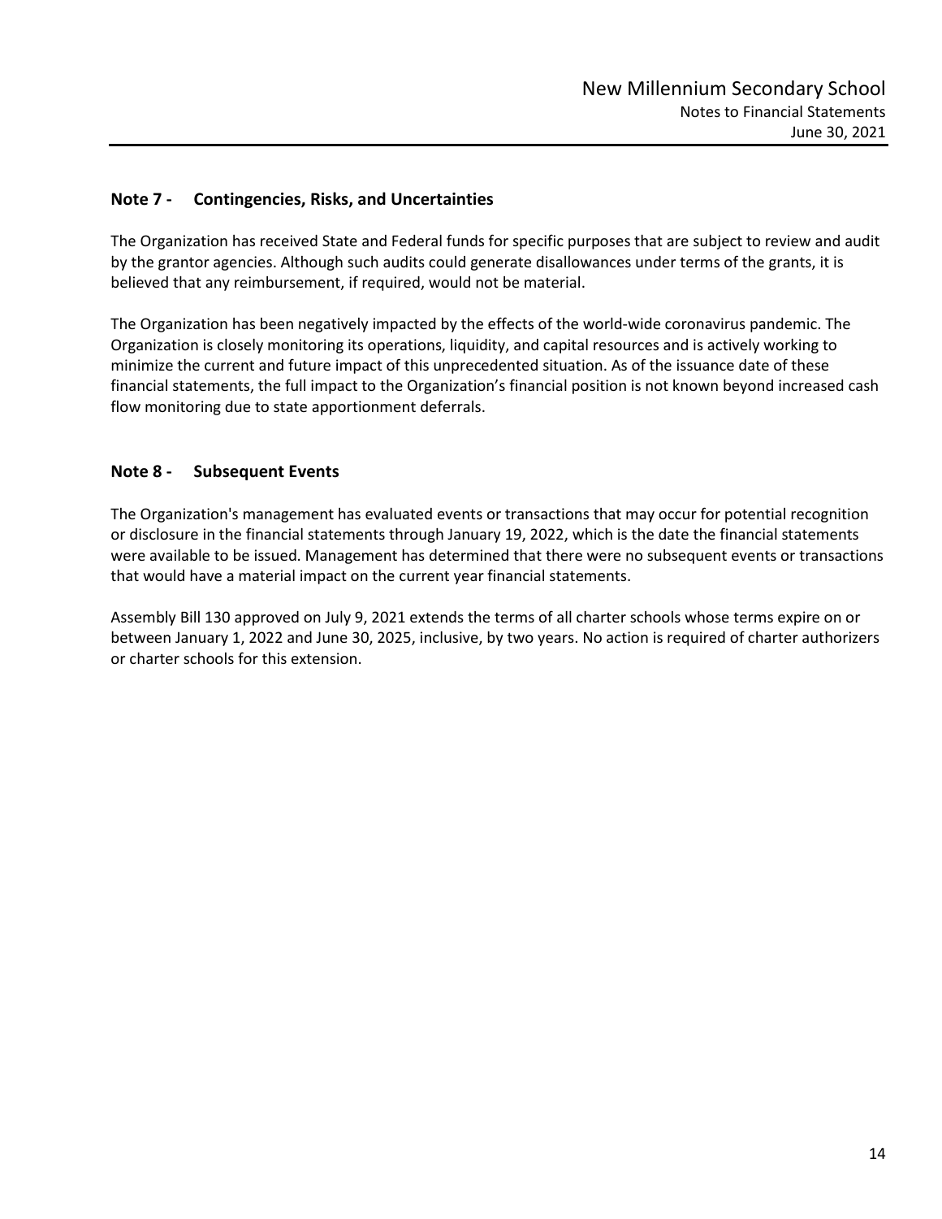## Note 7 - Contingencies, Risks, and Uncertainties

The Organization has received State and Federal funds for specific purposes that are subject to review and audit by the grantor agencies. Although such audits could generate disallowances under terms of the grants, it is believed that any reimbursement, if required, would not be material.

The Organization has been negatively impacted by the effects of the world-wide coronavirus pandemic. The Organization is closely monitoring its operations, liquidity, and capital resources and is actively working to minimize the current and future impact of this unprecedented situation. As of the issuance date of these financial statements, the full impact to the Organization's financial position is not known beyond increased cash flow monitoring due to state apportionment deferrals.

## Note 8 - Subsequent Events

The Organization's management has evaluated events or transactions that may occur for potential recognition or disclosure in the financial statements through January 19, 2022, which is the date the financial statements were available to be issued. Management has determined that there were no subsequent events or transactions that would have a material impact on the current year financial statements.

Assembly Bill 130 approved on July 9, 2021 extends the terms of all charter schools whose terms expire on or between January 1, 2022 and June 30, 2025, inclusive, by two years. No action is required of charter authorizers or charter schools for this extension.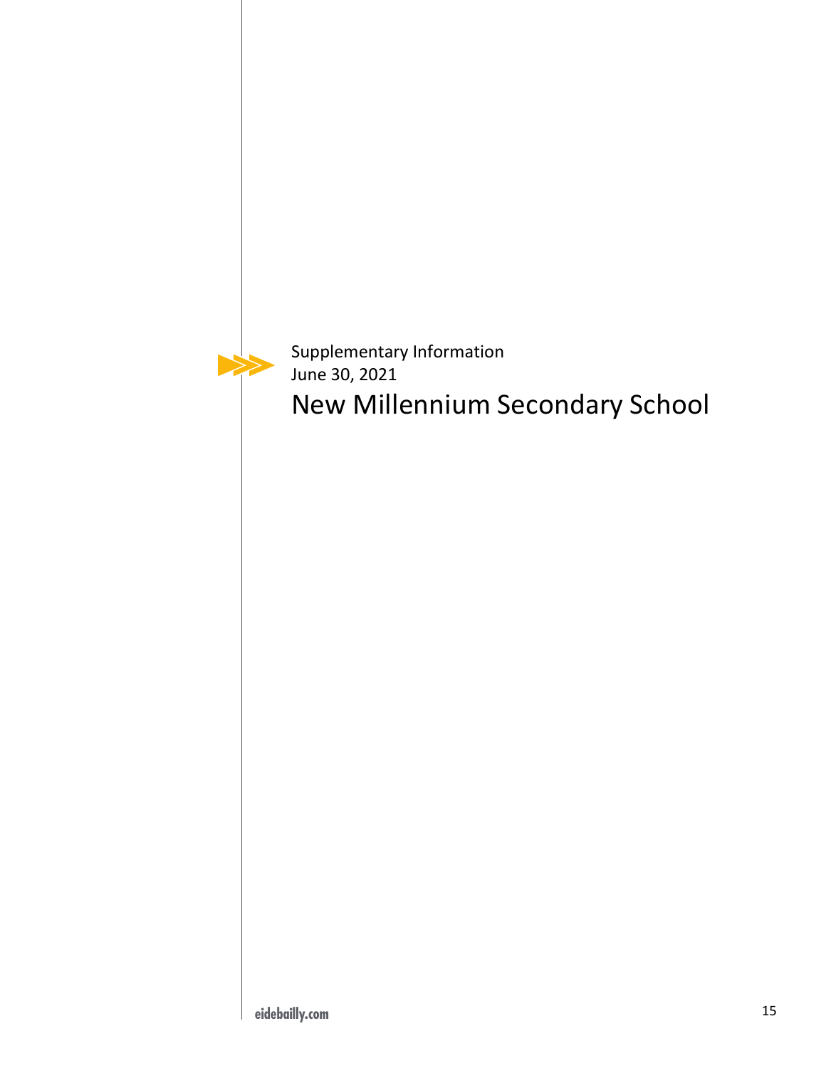Supplementary Information
June 30, 2021

# New Millennium Secondary School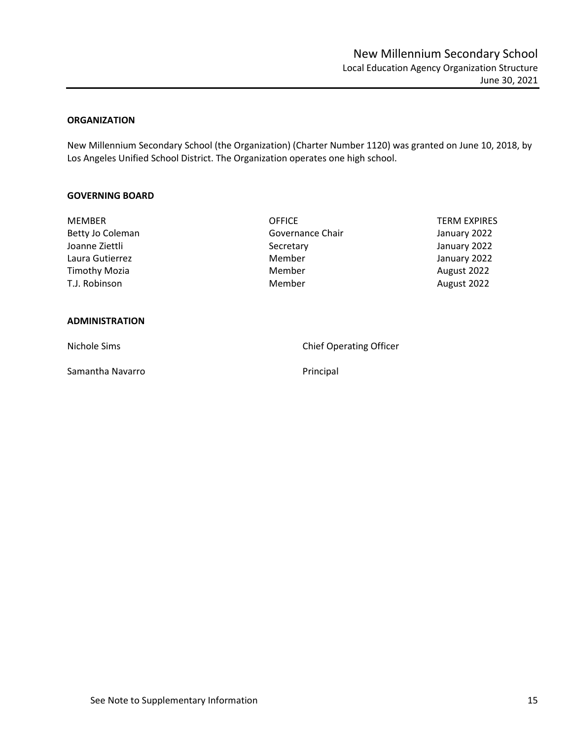# New Millennium Secondary School

Local Education Agency Organization Structure

June 30, 2021

## ORGANIZATION

New Millennium Secondary School (the Organization) (Charter Number 1120) was granted on June 10, 2018, by Los Angeles Unified School District. The Organization operates one high school.

## GOVERNING BOARD

| MEMBER | OFFICE | TERM EXPIRES |
|---|---|---|
| Betty Jo Coleman | Governance Chair | January 2022 |
| Joanne Ziettli | Secretary | January 2022 |
| Laura Gutierrez | Member | January 2022 |
| Timothy Mozia | Member | August 2022 |
| T.J. Robinson | Member | August 2022 |

## ADMINISTRATION

| | |
|---|---|
| Nichole Sims | Chief Operating Officer |
| Samantha Navarro | Principal |

See Note to Supplementary Information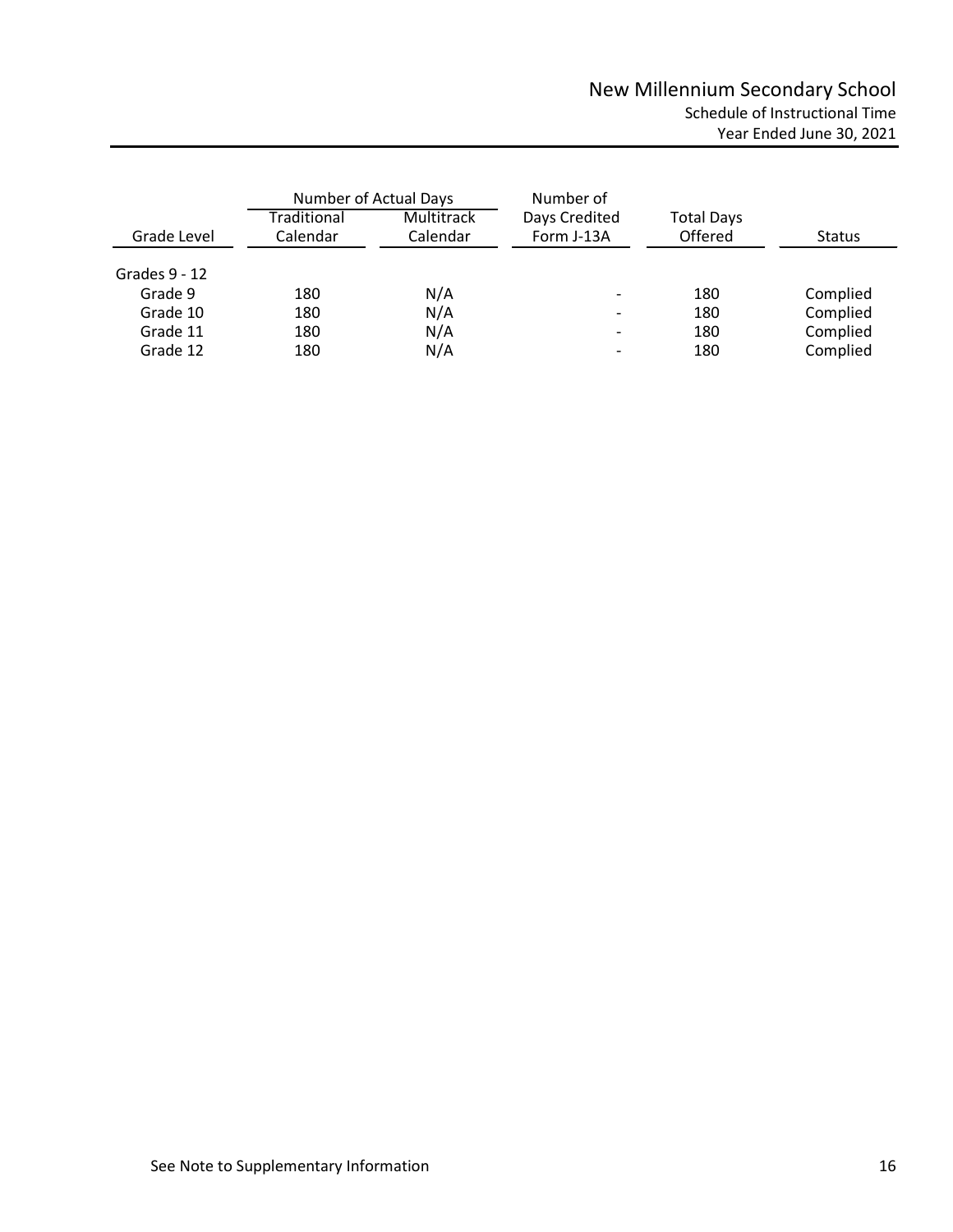# New Millennium Secondary School

## Schedule of Instructional Time

### Year Ended June 30, 2021

| Grade Level | Number of Actual Days | | Number of Days Credited Form J-13A | Total Days Offered | Status |
|---|---|---|---|---|---|
| | Traditional Calendar | Multitrack Calendar | | | |
| Grades 9 - 12 | | | | | |
| Grade 9 | 180 | N/A | - | 180 | Complied |
| Grade 10 | 180 | N/A | - | 180 | Complied |
| Grade 11 | 180 | N/A | - | 180 | Complied |
| Grade 12 | 180 | N/A | - | 180 | Complied |

See Note to Supplementary Information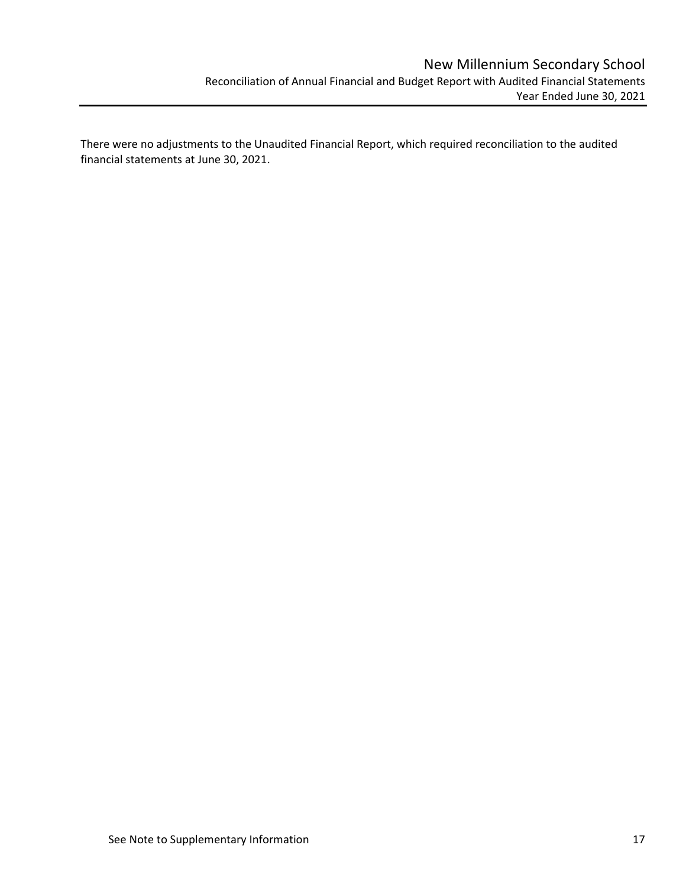# New Millennium Secondary School

## Reconciliation of Annual Financial and Budget Report with Audited Financial Statements

### Year Ended June 30, 2021

There were no adjustments to the Unaudited Financial Report, which required reconciliation to the audited financial statements at June 30, 2021.

See Note to Supplementary Information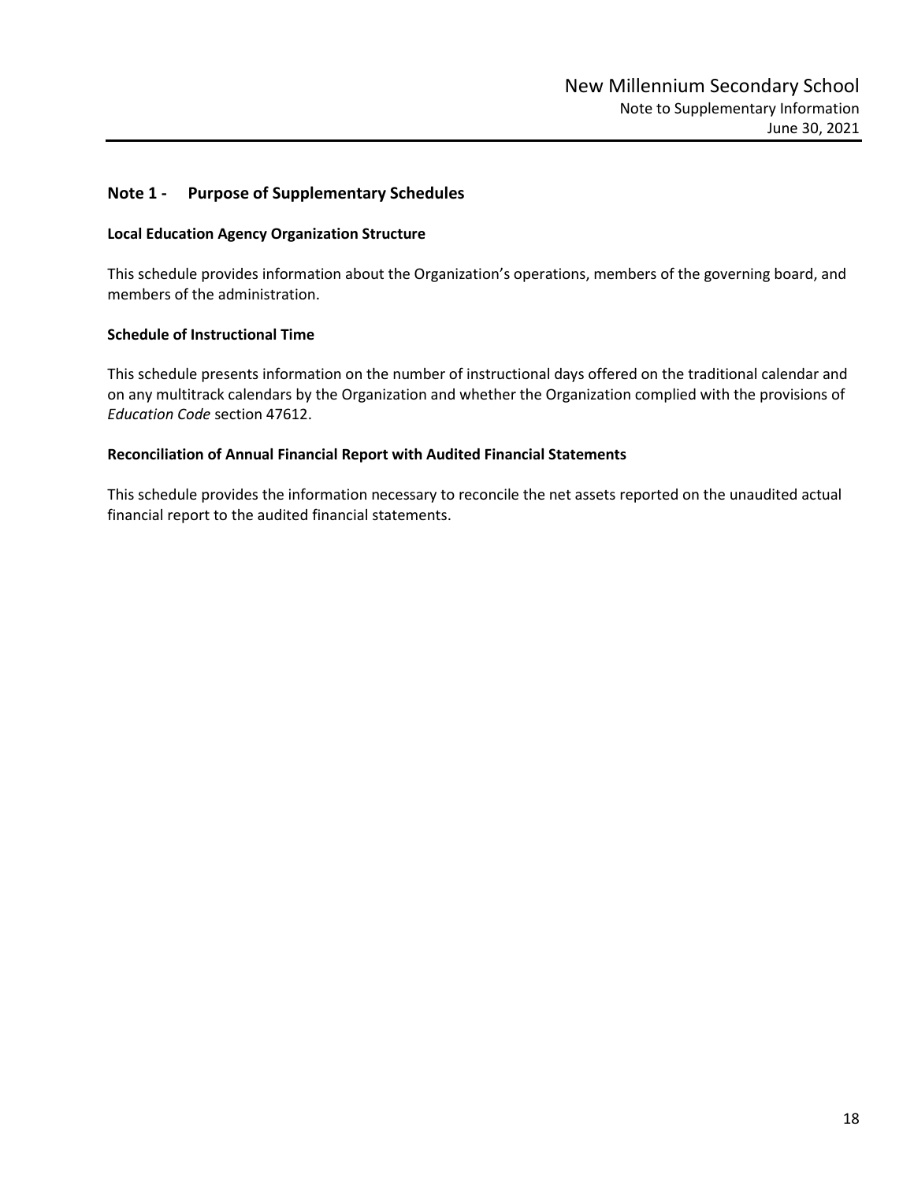## Note 1 - Purpose of Supplementary Schedules

**Local Education Agency Organization Structure**

This schedule provides information about the Organization's operations, members of the governing board, and members of the administration.

**Schedule of Instructional Time**

This schedule presents information on the number of instructional days offered on the traditional calendar and on any multitrack calendars by the Organization and whether the Organization complied with the provisions of *Education Code* section 47612.

**Reconciliation of Annual Financial Report with Audited Financial Statements**

This schedule provides the information necessary to reconcile the net assets reported on the unaudited actual financial report to the audited financial statements.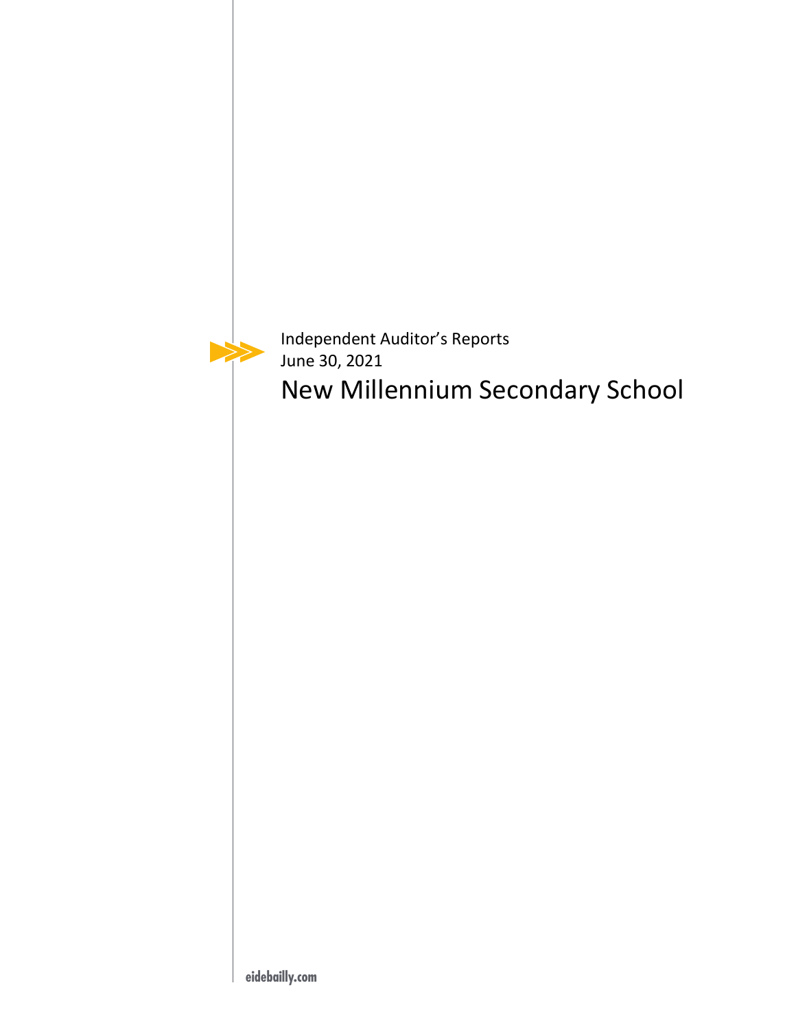Independent Auditor's Reports
June 30, 2021

# New Millennium Secondary School

eidebailly.com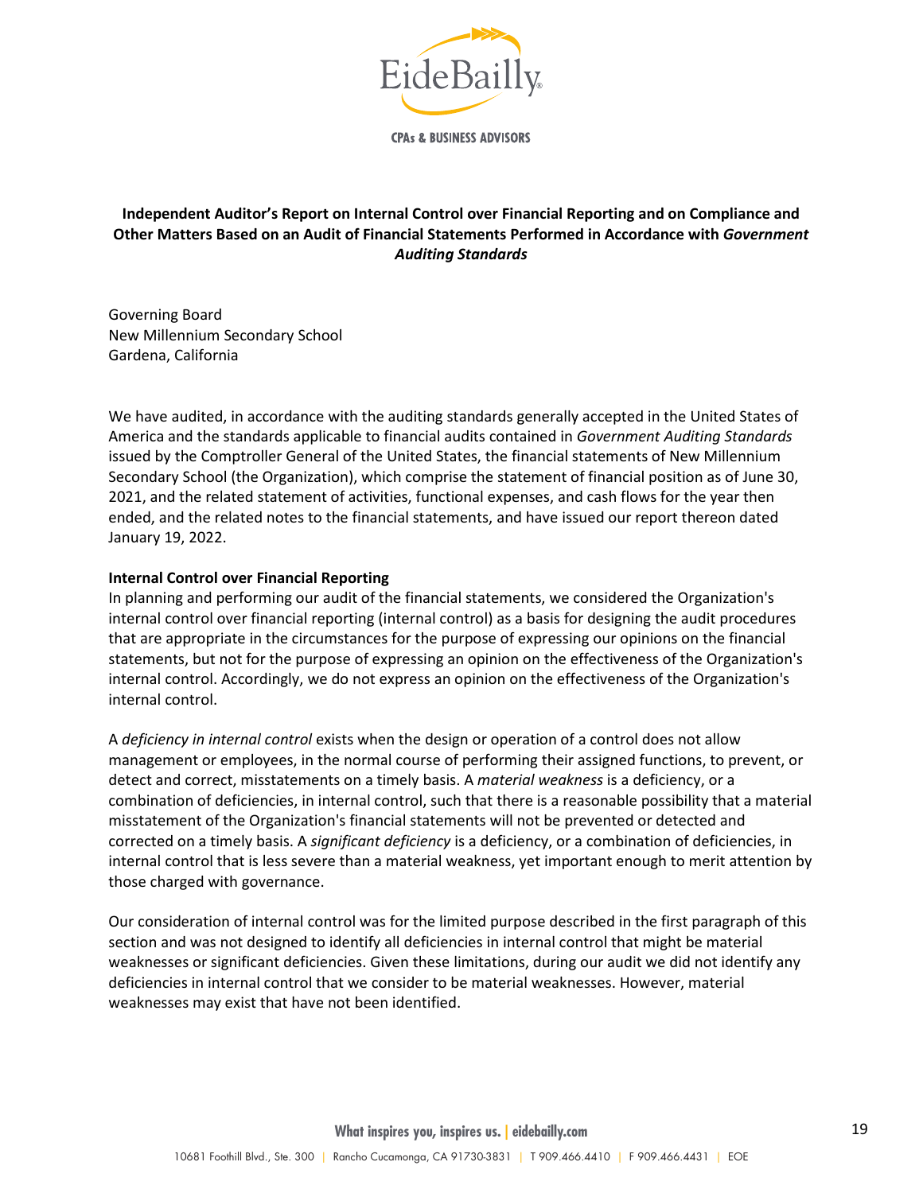**Independent Auditor's Report on Internal Control over Financial Reporting and on Compliance and Other Matters Based on an Audit of Financial Statements Performed in Accordance with *Government Auditing Standards***

Governing Board
New Millennium Secondary School
Gardena, California

We have audited, in accordance with the auditing standards generally accepted in the United States of America and the standards applicable to financial audits contained in *Government Auditing Standards* issued by the Comptroller General of the United States, the financial statements of New Millennium Secondary School (the Organization), which comprise the statement of financial position as of June 30, 2021, and the related statement of activities, functional expenses, and cash flows for the year then ended, and the related notes to the financial statements, and have issued our report thereon dated January 19, 2022.

**Internal Control over Financial Reporting**

In planning and performing our audit of the financial statements, we considered the Organization's internal control over financial reporting (internal control) as a basis for designing the audit procedures that are appropriate in the circumstances for the purpose of expressing our opinions on the financial statements, but not for the purpose of expressing an opinion on the effectiveness of the Organization's internal control. Accordingly, we do not express an opinion on the effectiveness of the Organization's internal control.

A *deficiency in internal control* exists when the design or operation of a control does not allow management or employees, in the normal course of performing their assigned functions, to prevent, or detect and correct, misstatements on a timely basis. A *material weakness* is a deficiency, or a combination of deficiencies, in internal control, such that there is a reasonable possibility that a material misstatement of the Organization's financial statements will not be prevented or detected and corrected on a timely basis. A *significant deficiency* is a deficiency, or a combination of deficiencies, in internal control that is less severe than a material weakness, yet important enough to merit attention by those charged with governance.

Our consideration of internal control was for the limited purpose described in the first paragraph of this section and was not designed to identify all deficiencies in internal control that might be material weaknesses or significant deficiencies. Given these limitations, during our audit we did not identify any deficiencies in internal control that we consider to be material weaknesses. However, material weaknesses may exist that have not been identified.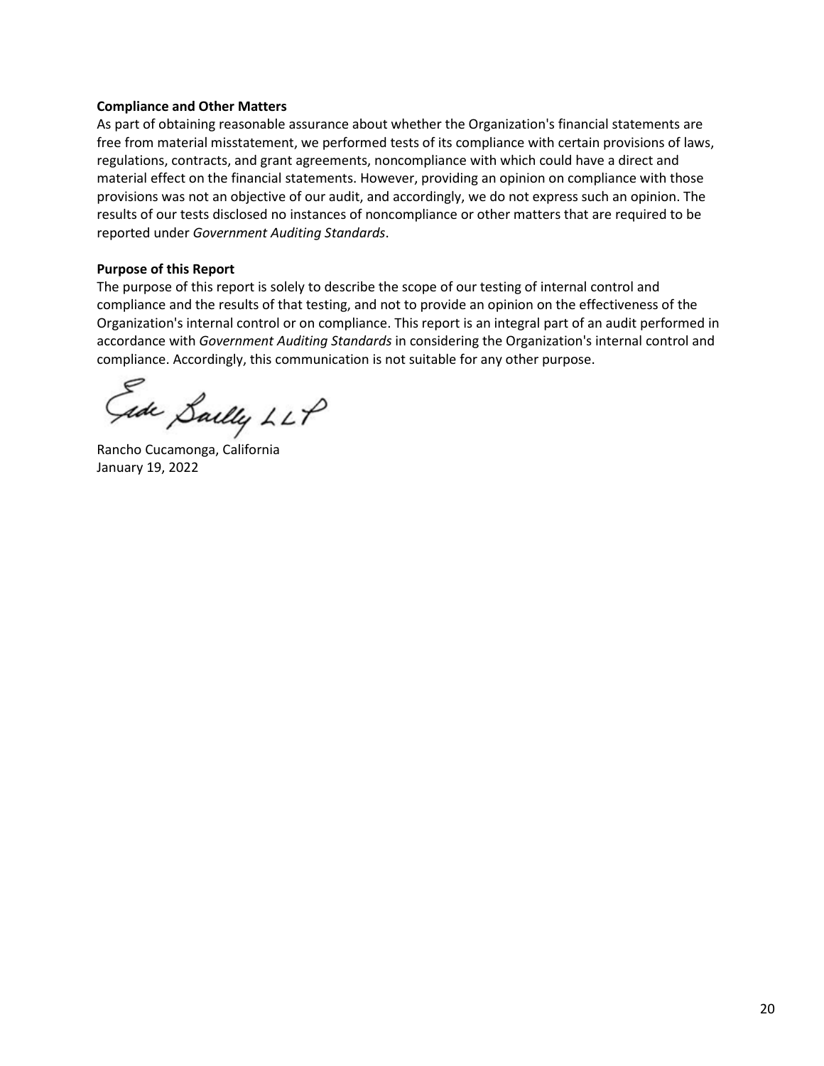**Compliance and Other Matters**

As part of obtaining reasonable assurance about whether the Organization's financial statements are free from material misstatement, we performed tests of its compliance with certain provisions of laws, regulations, contracts, and grant agreements, noncompliance with which could have a direct and material effect on the financial statements. However, providing an opinion on compliance with those provisions was not an objective of our audit, and accordingly, we do not express such an opinion. The results of our tests disclosed no instances of noncompliance or other matters that are required to be reported under *Government Auditing Standards*.

**Purpose of this Report**

The purpose of this report is solely to describe the scope of our testing of internal control and compliance and the results of that testing, and not to provide an opinion on the effectiveness of the Organization's internal control or on compliance. This report is an integral part of an audit performed in accordance with *Government Auditing Standards* in considering the Organization's internal control and compliance. Accordingly, this communication is not suitable for any other purpose.

Eide Bailly LLP

Rancho Cucamonga, California
January 19, 2022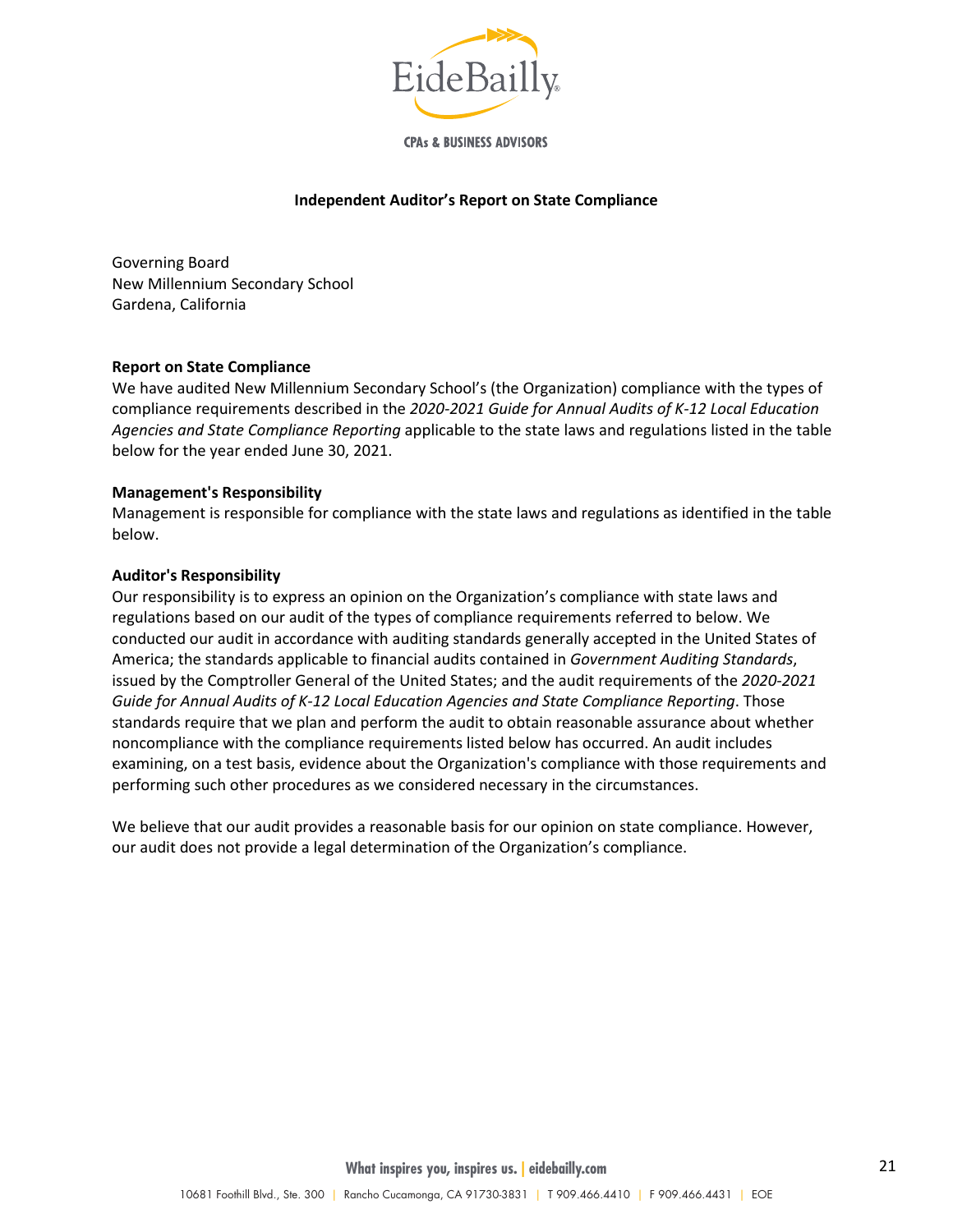# Independent Auditor's Report on State Compliance

Governing Board
New Millennium Secondary School
Gardena, California

### Report on State Compliance

We have audited New Millennium Secondary School's (the Organization) compliance with the types of compliance requirements described in the *2020-2021 Guide for Annual Audits of K-12 Local Education Agencies and State Compliance Reporting* applicable to the state laws and regulations listed in the table below for the year ended June 30, 2021.

### Management's Responsibility

Management is responsible for compliance with the state laws and regulations as identified in the table below.

### Auditor's Responsibility

Our responsibility is to express an opinion on the Organization's compliance with state laws and regulations based on our audit of the types of compliance requirements referred to below. We conducted our audit in accordance with auditing standards generally accepted in the United States of America; the standards applicable to financial audits contained in *Government Auditing Standards*, issued by the Comptroller General of the United States; and the audit requirements of the *2020-2021 Guide for Annual Audits of K-12 Local Education Agencies and State Compliance Reporting*. Those standards require that we plan and perform the audit to obtain reasonable assurance about whether noncompliance with the compliance requirements listed below has occurred. An audit includes examining, on a test basis, evidence about the Organization's compliance with those requirements and performing such other procedures as we considered necessary in the circumstances.

We believe that our audit provides a reasonable basis for our opinion on state compliance. However, our audit does not provide a legal determination of the Organization's compliance.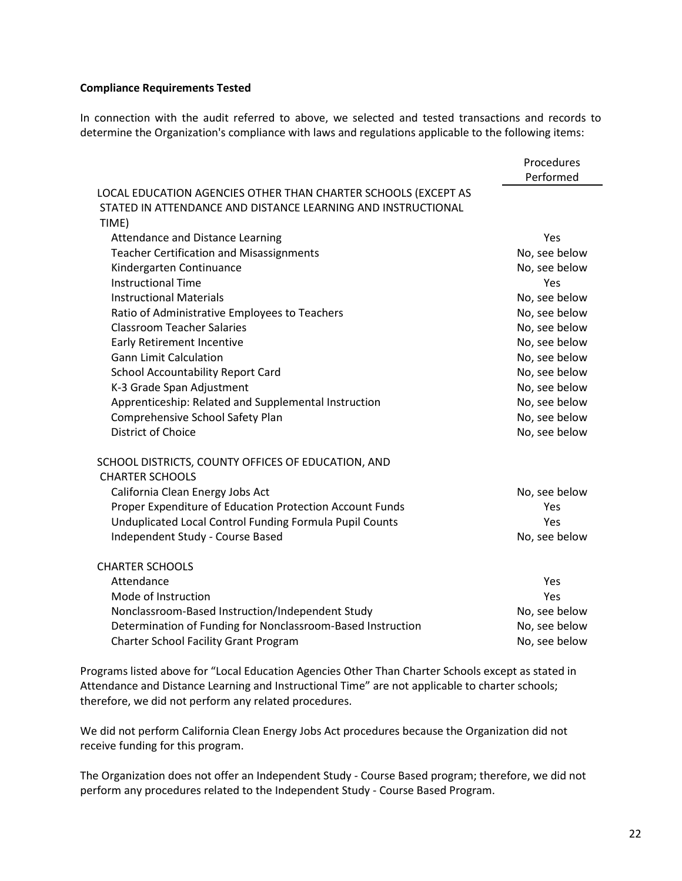**Compliance Requirements Tested**

In connection with the audit referred to above, we selected and tested transactions and records to determine the Organization's compliance with laws and regulations applicable to the following items:

| | Procedures Performed |
|---|---|
| LOCAL EDUCATION AGENCIES OTHER THAN CHARTER SCHOOLS (EXCEPT AS STATED IN ATTENDANCE AND DISTANCE LEARNING AND INSTRUCTIONAL TIME) | |
| Attendance and Distance Learning | Yes |
| Teacher Certification and Misassignments | No, see below |
| Kindergarten Continuance | No, see below |
| Instructional Time | Yes |
| Instructional Materials | No, see below |
| Ratio of Administrative Employees to Teachers | No, see below |
| Classroom Teacher Salaries | No, see below |
| Early Retirement Incentive | No, see below |
| Gann Limit Calculation | No, see below |
| School Accountability Report Card | No, see below |
| K-3 Grade Span Adjustment | No, see below |
| Apprenticeship: Related and Supplemental Instruction | No, see below |
| Comprehensive School Safety Plan | No, see below |
| District of Choice | No, see below |
| SCHOOL DISTRICTS, COUNTY OFFICES OF EDUCATION, AND CHARTER SCHOOLS | |
| California Clean Energy Jobs Act | No, see below |
| Proper Expenditure of Education Protection Account Funds | Yes |
| Unduplicated Local Control Funding Formula Pupil Counts | Yes |
| Independent Study - Course Based | No, see below |
| CHARTER SCHOOLS | |
| Attendance | Yes |
| Mode of Instruction | Yes |
| Nonclassroom-Based Instruction/Independent Study | No, see below |
| Determination of Funding for Nonclassroom-Based Instruction | No, see below |
| Charter School Facility Grant Program | No, see below |

Programs listed above for "Local Education Agencies Other Than Charter Schools except as stated in Attendance and Distance Learning and Instructional Time" are not applicable to charter schools; therefore, we did not perform any related procedures.

We did not perform California Clean Energy Jobs Act procedures because the Organization did not receive funding for this program.

The Organization does not offer an Independent Study - Course Based program; therefore, we did not perform any procedures related to the Independent Study - Course Based Program.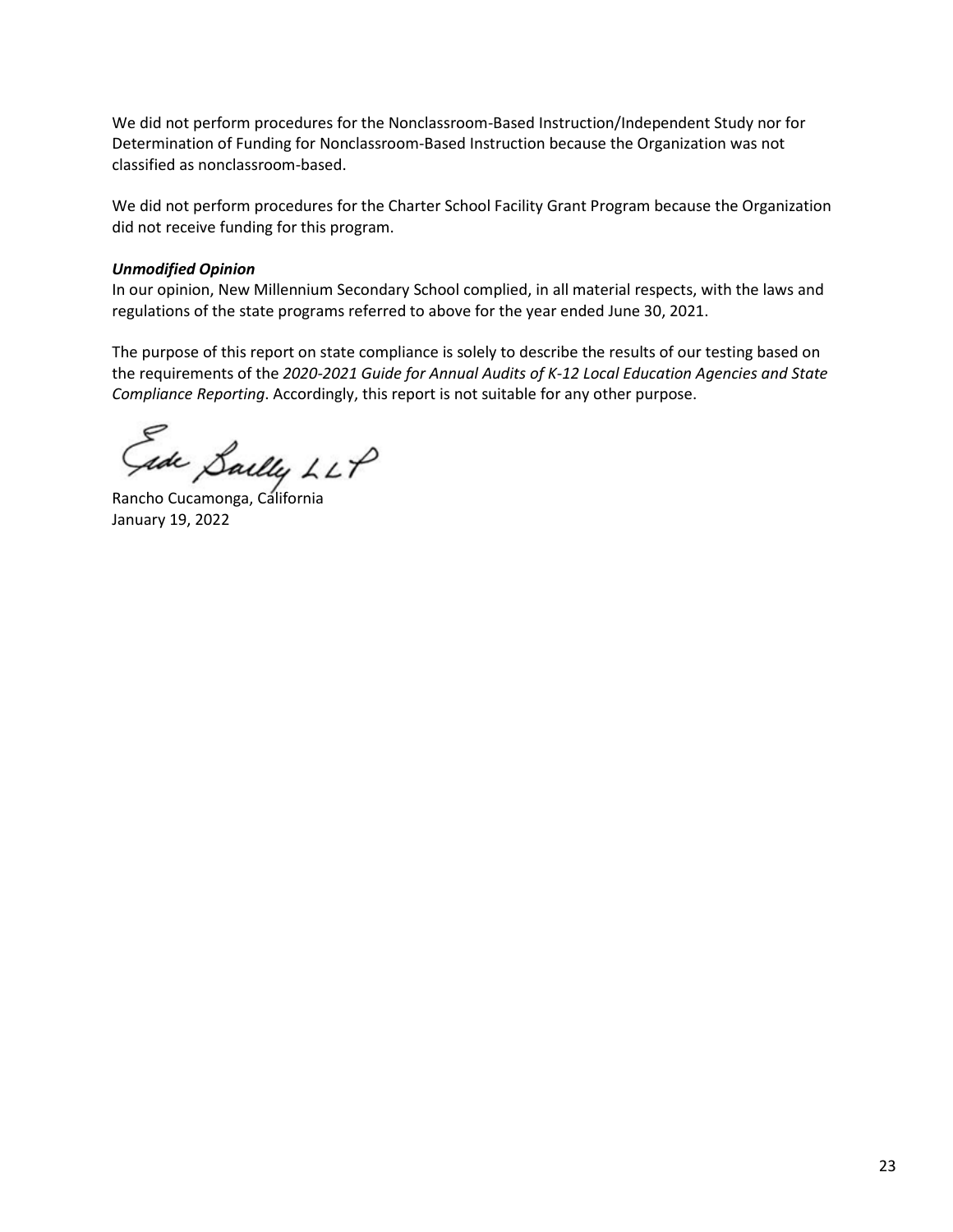We did not perform procedures for the Nonclassroom-Based Instruction/Independent Study nor for Determination of Funding for Nonclassroom-Based Instruction because the Organization was not classified as nonclassroom-based.

We did not perform procedures for the Charter School Facility Grant Program because the Organization did not receive funding for this program.

***Unmodified Opinion***

In our opinion, New Millennium Secondary School complied, in all material respects, with the laws and regulations of the state programs referred to above for the year ended June 30, 2021.

The purpose of this report on state compliance is solely to describe the results of our testing based on the requirements of the *2020-2021 Guide for Annual Audits of K-12 Local Education Agencies and State Compliance Reporting*. Accordingly, this report is not suitable for any other purpose.

Eide Bailly LLP

Rancho Cucamonga, California
January 19, 2022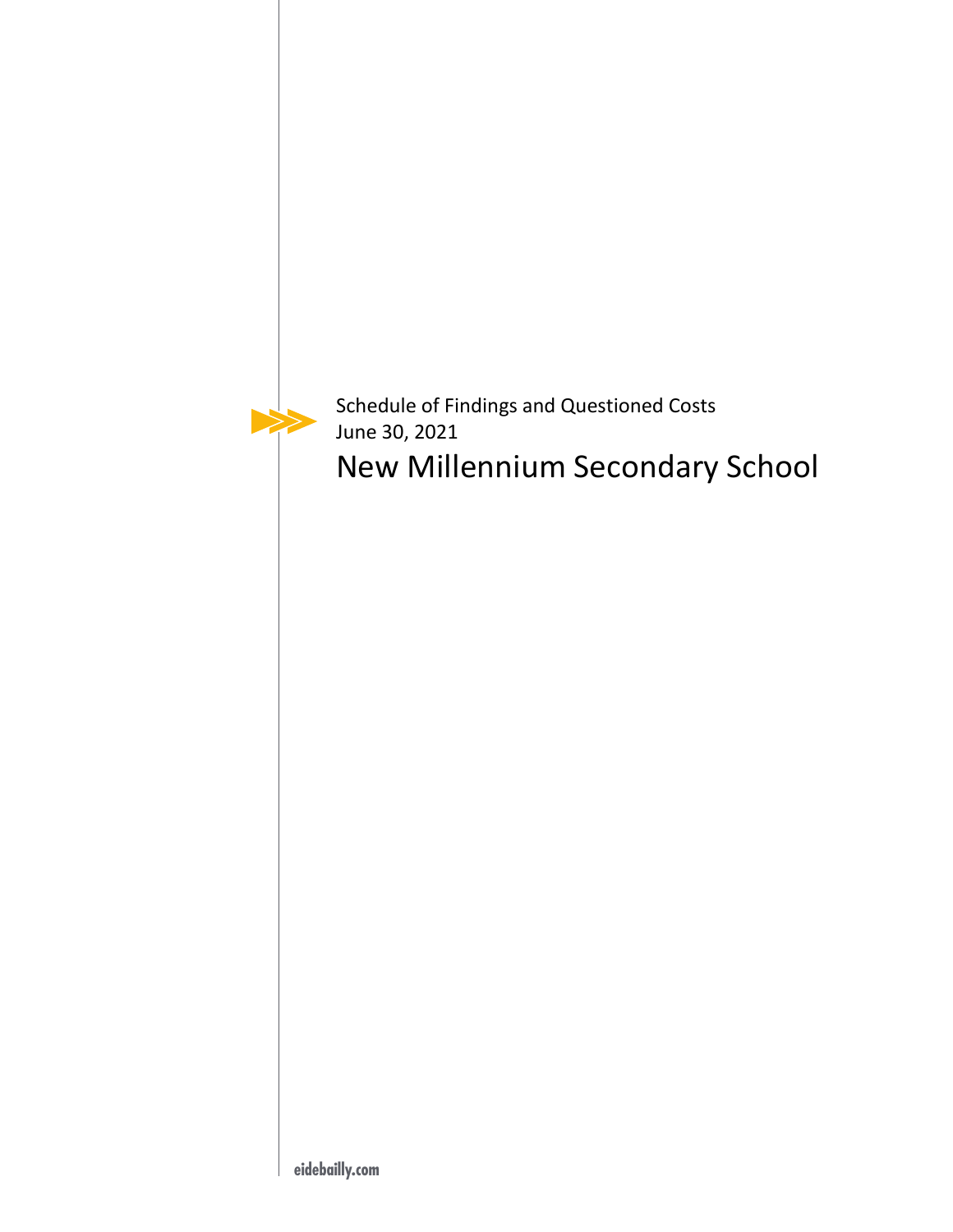Schedule of Findings and Questioned Costs
June 30, 2021

# New Millennium Secondary School

eidebailly.com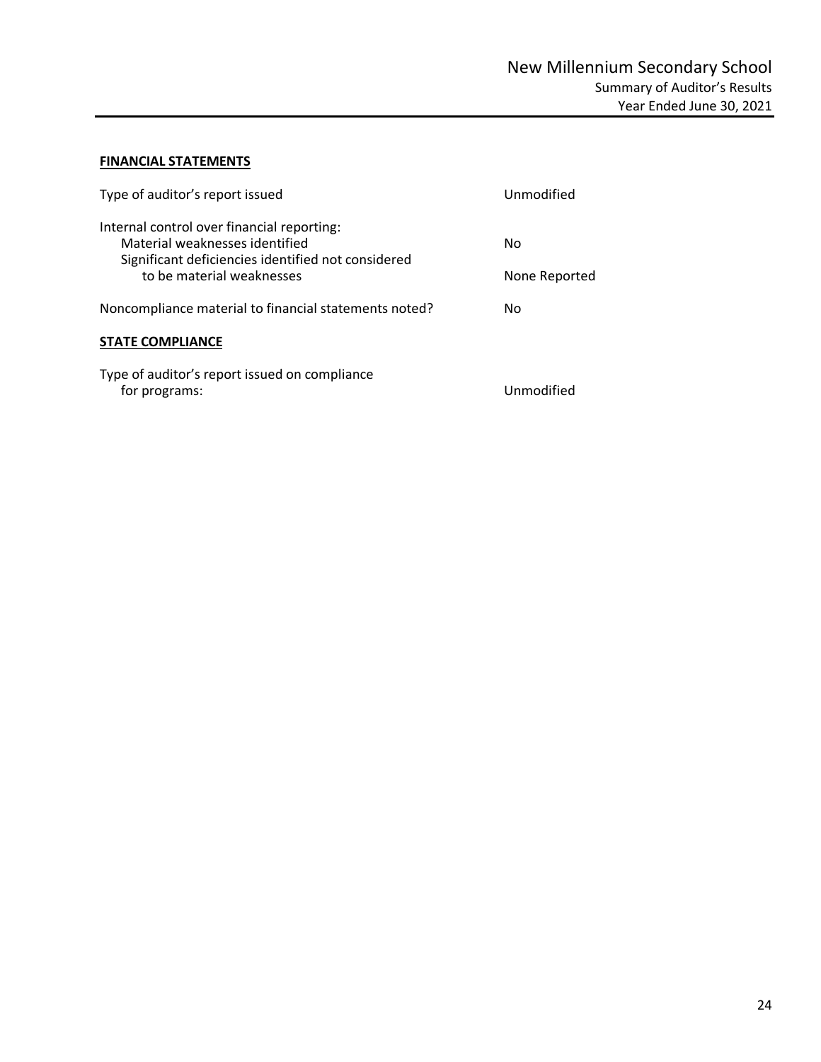# New Millennium Secondary School

## Summary of Auditor's Results

### Year Ended June 30, 2021

**FINANCIAL STATEMENTS**

| | |
|---|---|
| Type of auditor's report issued | Unmodified |
| Internal control over financial reporting: | |
| Material weaknesses identified | No |
| Significant deficiencies identified not considered to be material weaknesses | None Reported |
| Noncompliance material to financial statements noted? | No |

**STATE COMPLIANCE**

| | |
|---|---|
| Type of auditor's report issued on compliance for programs: | Unmodified |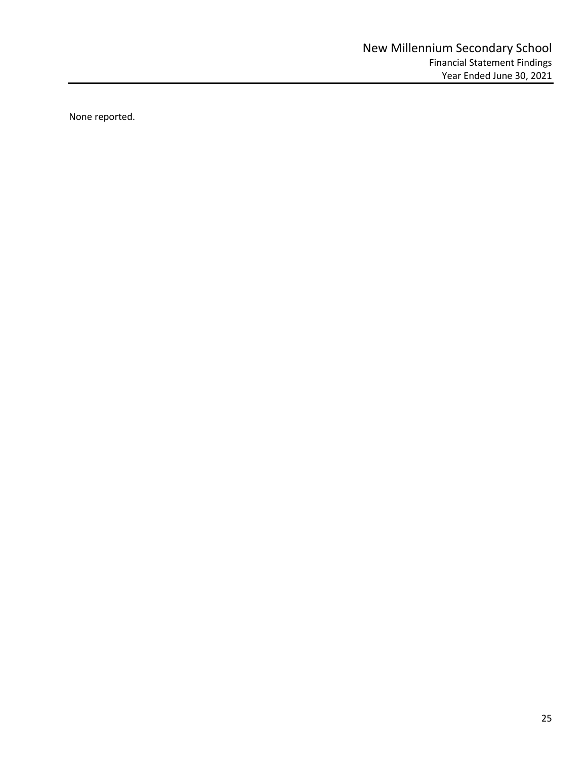None reported.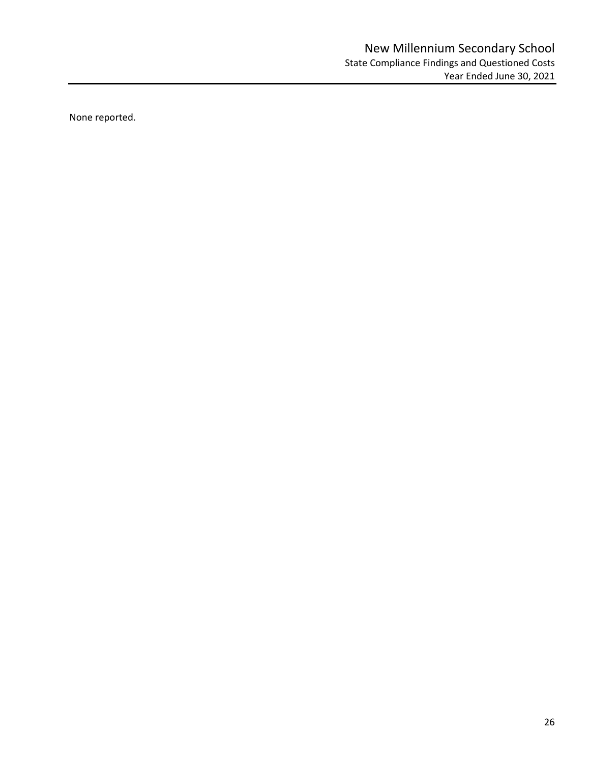# New Millennium Secondary School

## State Compliance Findings and Questioned Costs

### Year Ended June 30, 2021

None reported.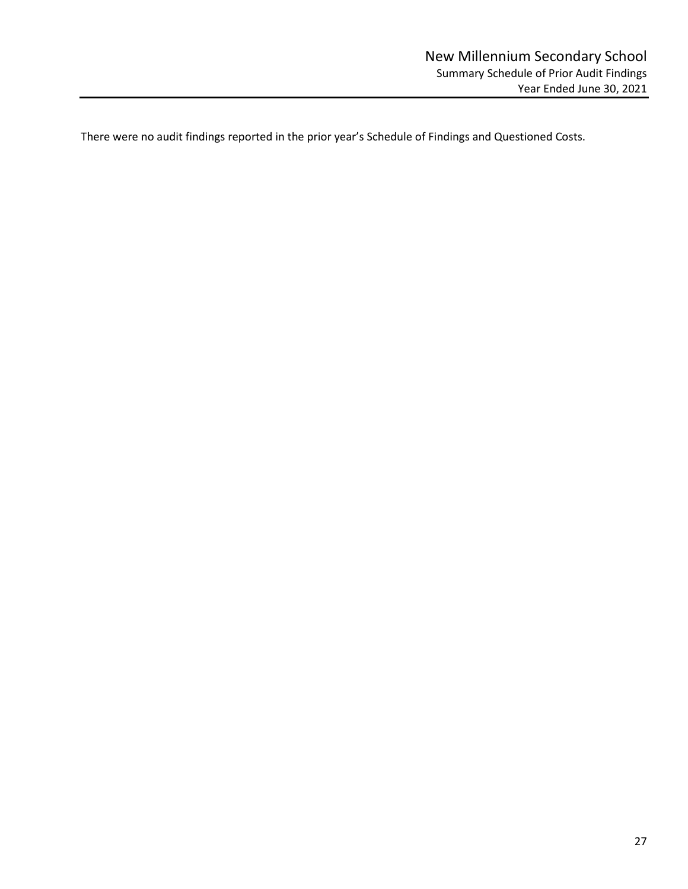# New Millennium Secondary School

## Summary Schedule of Prior Audit Findings

### Year Ended June 30, 2021

There were no audit findings reported in the prior year's Schedule of Findings and Questioned Costs.